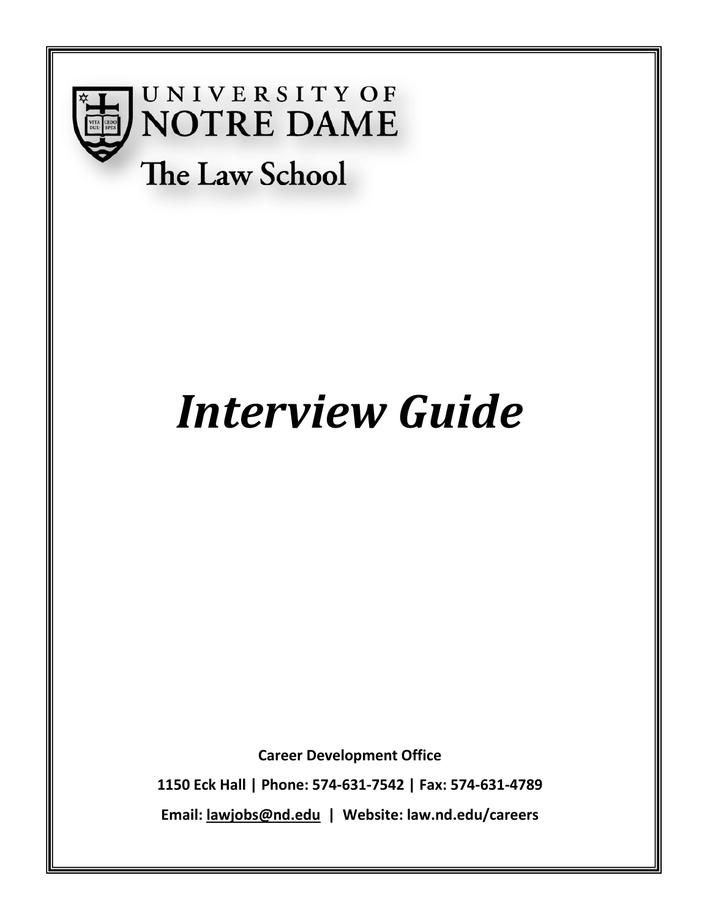UNIVERSITY OF NOTRE DAME

The Law School

# *Interview Guide*

**Career Development Office**

**1150 Eck Hall | Phone: 574-631-7542 | Fax: 574-631-4789**

**Email: lawjobs@nd.edu | Website: law.nd.edu/careers**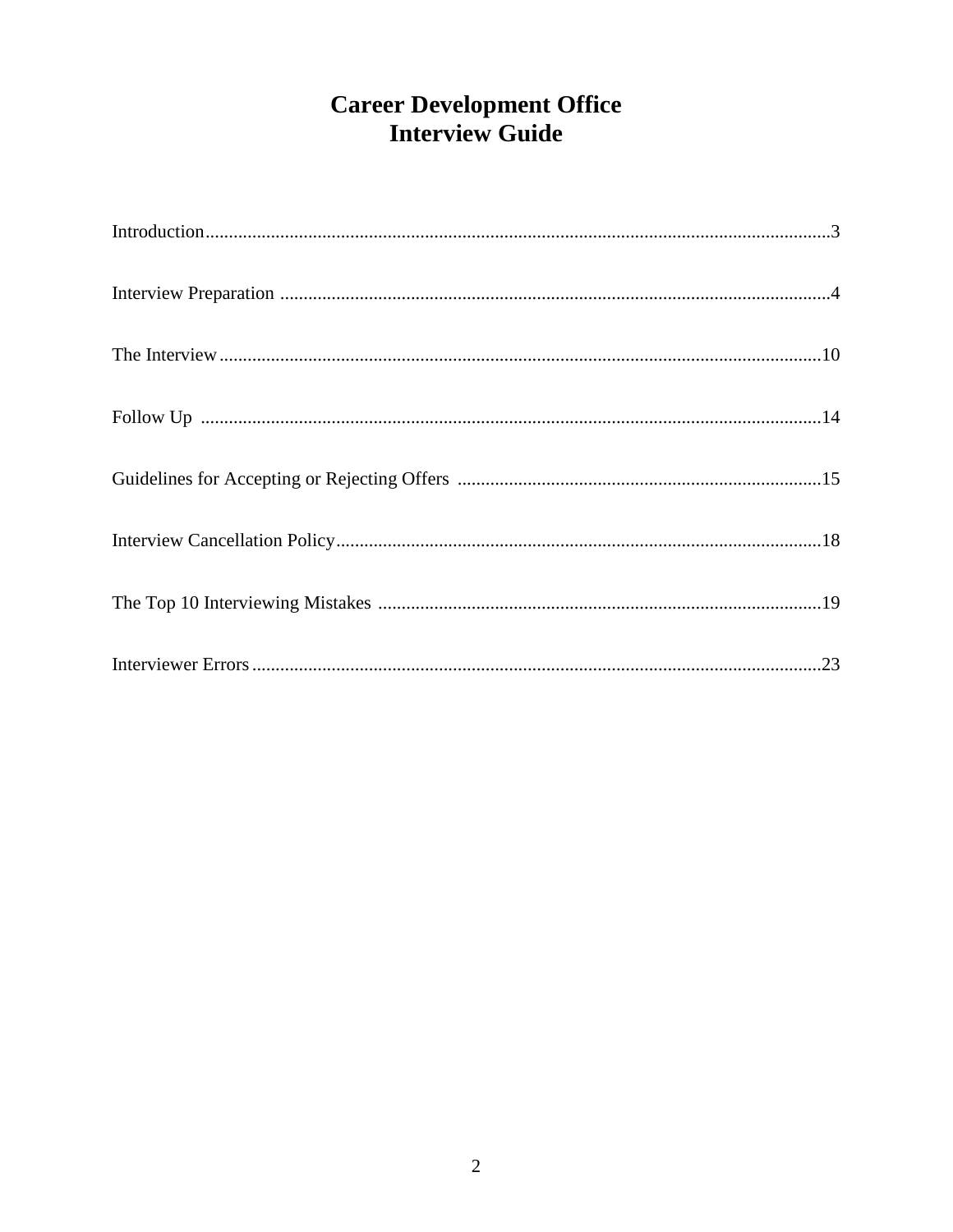# Career Development Office
# Interview Guide

Introduction......................................................................................................................3

Interview Preparation ......................................................................................................4

The Interview..................................................................................................................10

Follow Up ......................................................................................................................14

Guidelines for Accepting or Rejecting Offers ..............................................................15

Interview Cancellation Policy........................................................................................18

The Top 10 Interviewing Mistakes ...............................................................................19

Interviewer Errors..........................................................................................................23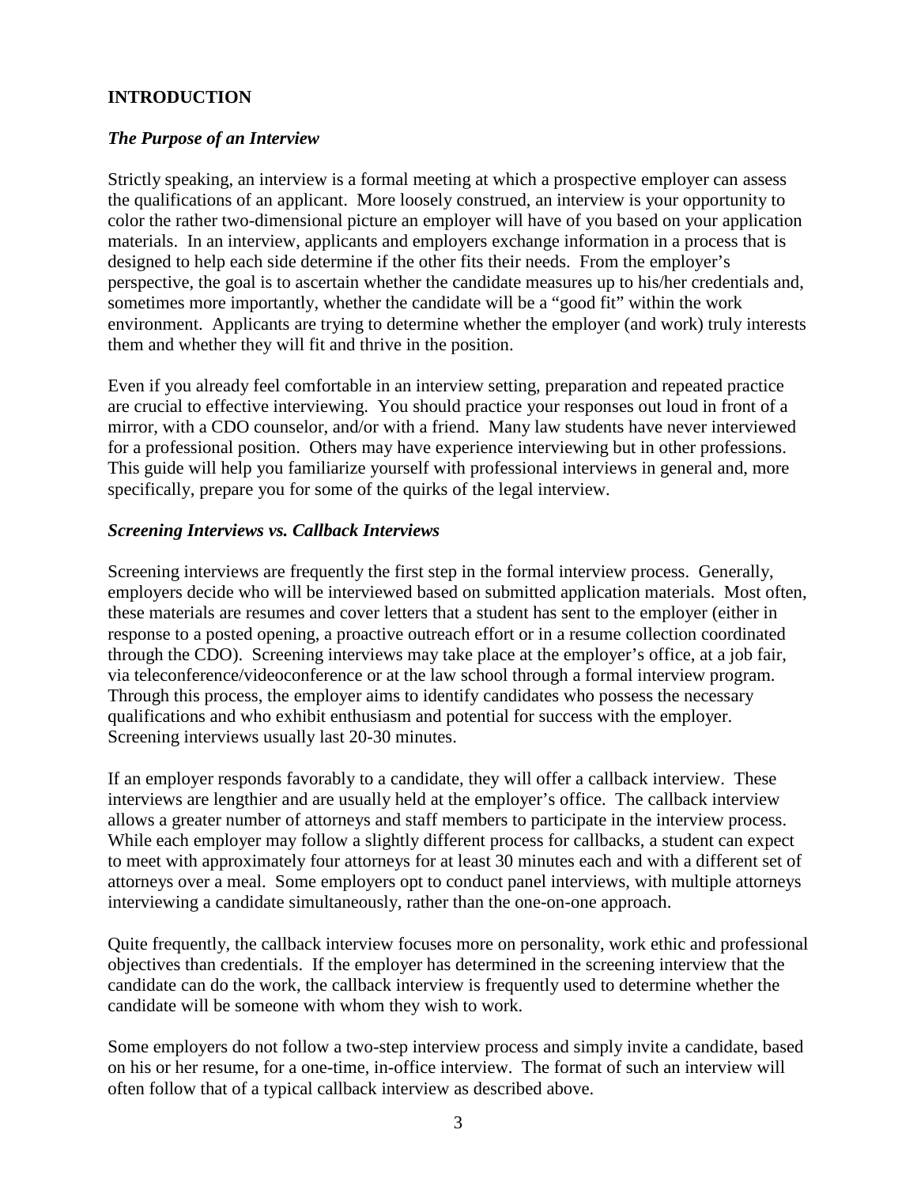## INTRODUCTION

### *The Purpose of an Interview*

Strictly speaking, an interview is a formal meeting at which a prospective employer can assess the qualifications of an applicant. More loosely construed, an interview is your opportunity to color the rather two-dimensional picture an employer will have of you based on your application materials. In an interview, applicants and employers exchange information in a process that is designed to help each side determine if the other fits their needs. From the employer's perspective, the goal is to ascertain whether the candidate measures up to his/her credentials and, sometimes more importantly, whether the candidate will be a "good fit" within the work environment. Applicants are trying to determine whether the employer (and work) truly interests them and whether they will fit and thrive in the position.

Even if you already feel comfortable in an interview setting, preparation and repeated practice are crucial to effective interviewing. You should practice your responses out loud in front of a mirror, with a CDO counselor, and/or with a friend. Many law students have never interviewed for a professional position. Others may have experience interviewing but in other professions. This guide will help you familiarize yourself with professional interviews in general and, more specifically, prepare you for some of the quirks of the legal interview.

### *Screening Interviews vs. Callback Interviews*

Screening interviews are frequently the first step in the formal interview process. Generally, employers decide who will be interviewed based on submitted application materials. Most often, these materials are resumes and cover letters that a student has sent to the employer (either in response to a posted opening, a proactive outreach effort or in a resume collection coordinated through the CDO). Screening interviews may take place at the employer's office, at a job fair, via teleconference/videoconference or at the law school through a formal interview program. Through this process, the employer aims to identify candidates who possess the necessary qualifications and who exhibit enthusiasm and potential for success with the employer. Screening interviews usually last 20-30 minutes.

If an employer responds favorably to a candidate, they will offer a callback interview. These interviews are lengthier and are usually held at the employer's office. The callback interview allows a greater number of attorneys and staff members to participate in the interview process. While each employer may follow a slightly different process for callbacks, a student can expect to meet with approximately four attorneys for at least 30 minutes each and with a different set of attorneys over a meal. Some employers opt to conduct panel interviews, with multiple attorneys interviewing a candidate simultaneously, rather than the one-on-one approach.

Quite frequently, the callback interview focuses more on personality, work ethic and professional objectives than credentials. If the employer has determined in the screening interview that the candidate can do the work, the callback interview is frequently used to determine whether the candidate will be someone with whom they wish to work.

Some employers do not follow a two-step interview process and simply invite a candidate, based on his or her resume, for a one-time, in-office interview. The format of such an interview will often follow that of a typical callback interview as described above.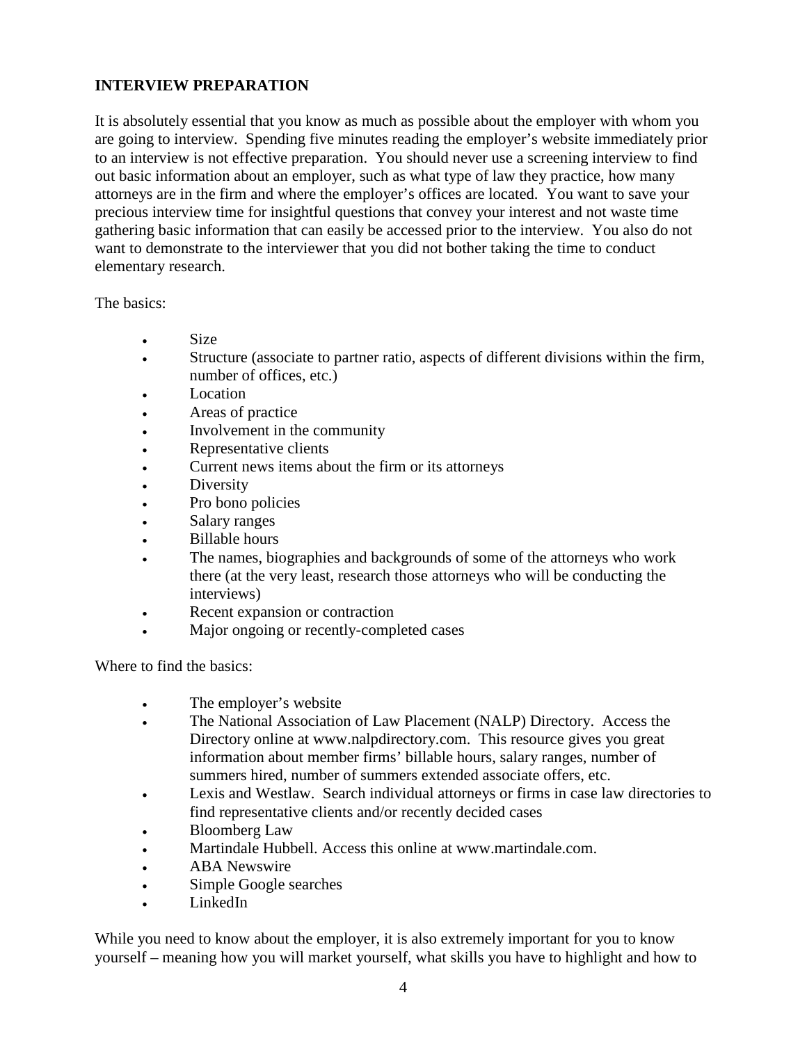## INTERVIEW PREPARATION

It is absolutely essential that you know as much as possible about the employer with whom you are going to interview. Spending five minutes reading the employer's website immediately prior to an interview is not effective preparation. You should never use a screening interview to find out basic information about an employer, such as what type of law they practice, how many attorneys are in the firm and where the employer's offices are located. You want to save your precious interview time for insightful questions that convey your interest and not waste time gathering basic information that can easily be accessed prior to the interview. You also do not want to demonstrate to the interviewer that you did not bother taking the time to conduct elementary research.

The basics:

- Size
- Structure (associate to partner ratio, aspects of different divisions within the firm, number of offices, etc.)
- Location
- Areas of practice
- Involvement in the community
- Representative clients
- Current news items about the firm or its attorneys
- Diversity
- Pro bono policies
- Salary ranges
- Billable hours
- The names, biographies and backgrounds of some of the attorneys who work there (at the very least, research those attorneys who will be conducting the interviews)
- Recent expansion or contraction
- Major ongoing or recently-completed cases

Where to find the basics:

- The employer's website
- The National Association of Law Placement (NALP) Directory. Access the Directory online at www.nalpdirectory.com. This resource gives you great information about member firms' billable hours, salary ranges, number of summers hired, number of summers extended associate offers, etc.
- Lexis and Westlaw. Search individual attorneys or firms in case law directories to find representative clients and/or recently decided cases
- Bloomberg Law
- Martindale Hubbell. Access this online at www.martindale.com.
- ABA Newswire
- Simple Google searches
- LinkedIn

While you need to know about the employer, it is also extremely important for you to know yourself – meaning how you will market yourself, what skills you have to highlight and how to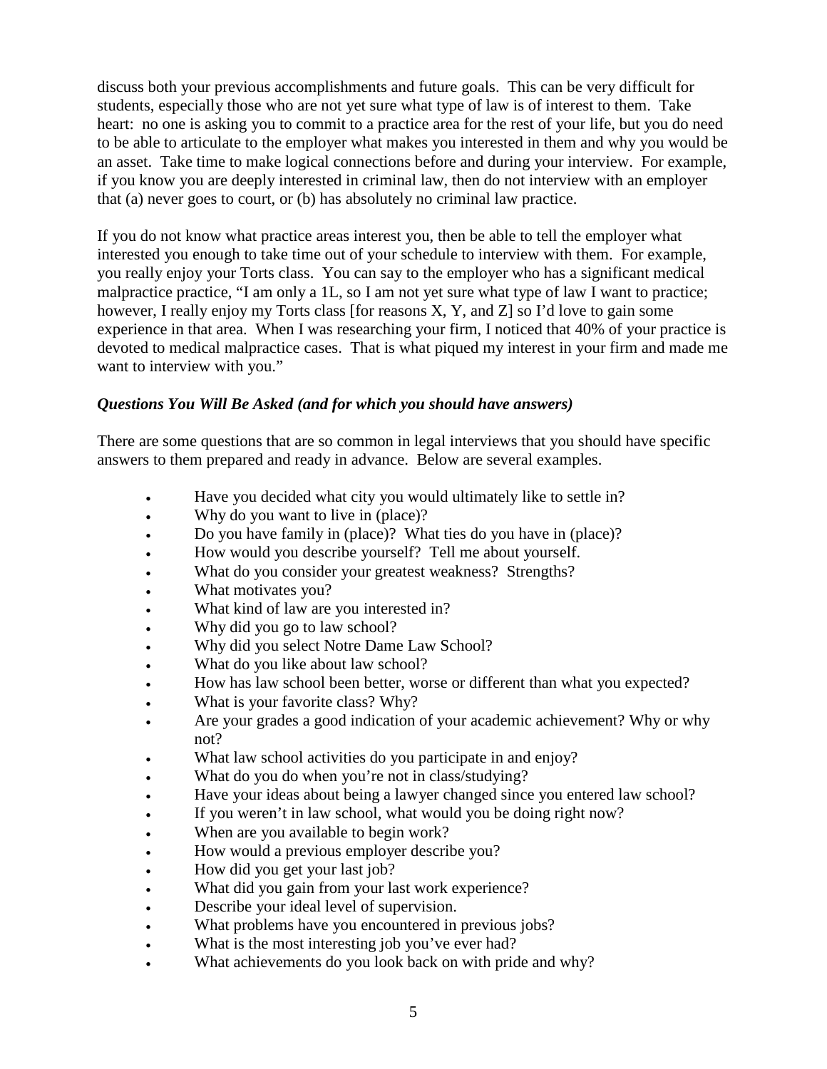discuss both your previous accomplishments and future goals. This can be very difficult for students, especially those who are not yet sure what type of law is of interest to them. Take heart: no one is asking you to commit to a practice area for the rest of your life, but you do need to be able to articulate to the employer what makes you interested in them and why you would be an asset. Take time to make logical connections before and during your interview. For example, if you know you are deeply interested in criminal law, then do not interview with an employer that (a) never goes to court, or (b) has absolutely no criminal law practice.

If you do not know what practice areas interest you, then be able to tell the employer what interested you enough to take time out of your schedule to interview with them. For example, you really enjoy your Torts class. You can say to the employer who has a significant medical malpractice practice, "I am only a 1L, so I am not yet sure what type of law I want to practice; however, I really enjoy my Torts class [for reasons X, Y, and Z] so I'd love to gain some experience in that area. When I was researching your firm, I noticed that 40% of your practice is devoted to medical malpractice cases. That is what piqued my interest in your firm and made me want to interview with you."

***Questions You Will Be Asked (and for which you should have answers)***

There are some questions that are so common in legal interviews that you should have specific answers to them prepared and ready in advance. Below are several examples.

- Have you decided what city you would ultimately like to settle in?
- Why do you want to live in (place)?
- Do you have family in (place)? What ties do you have in (place)?
- How would you describe yourself? Tell me about yourself.
- What do you consider your greatest weakness? Strengths?
- What motivates you?
- What kind of law are you interested in?
- Why did you go to law school?
- Why did you select Notre Dame Law School?
- What do you like about law school?
- How has law school been better, worse or different than what you expected?
- What is your favorite class? Why?
- Are your grades a good indication of your academic achievement? Why or why not?
- What law school activities do you participate in and enjoy?
- What do you do when you're not in class/studying?
- Have your ideas about being a lawyer changed since you entered law school?
- If you weren't in law school, what would you be doing right now?
- When are you available to begin work?
- How would a previous employer describe you?
- How did you get your last job?
- What did you gain from your last work experience?
- Describe your ideal level of supervision.
- What problems have you encountered in previous jobs?
- What is the most interesting job you've ever had?
- What achievements do you look back on with pride and why?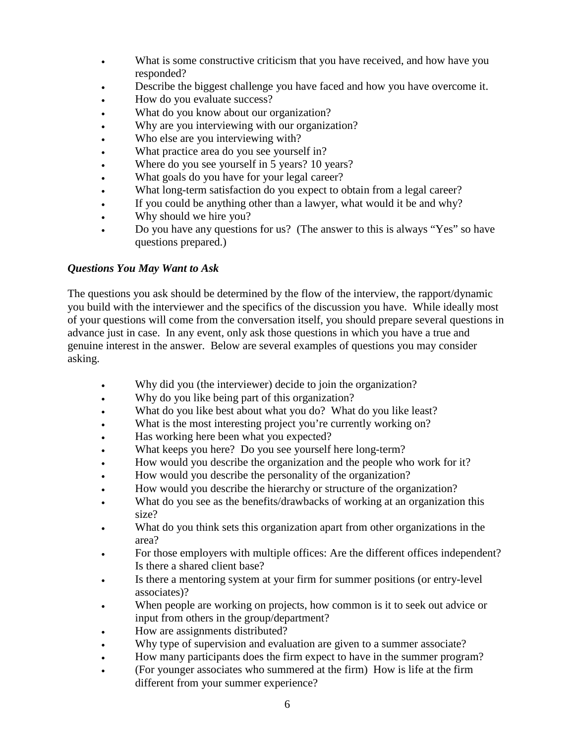- What is some constructive criticism that you have received, and how have you responded?
- Describe the biggest challenge you have faced and how you have overcome it.
- How do you evaluate success?
- What do you know about our organization?
- Why are you interviewing with our organization?
- Who else are you interviewing with?
- What practice area do you see yourself in?
- Where do you see yourself in 5 years? 10 years?
- What goals do you have for your legal career?
- What long-term satisfaction do you expect to obtain from a legal career?
- If you could be anything other than a lawyer, what would it be and why?
- Why should we hire you?
- Do you have any questions for us? (The answer to this is always "Yes" so have questions prepared.)

***Questions You May Want to Ask***

The questions you ask should be determined by the flow of the interview, the rapport/dynamic you build with the interviewer and the specifics of the discussion you have. While ideally most of your questions will come from the conversation itself, you should prepare several questions in advance just in case. In any event, only ask those questions in which you have a true and genuine interest in the answer. Below are several examples of questions you may consider asking.

- Why did you (the interviewer) decide to join the organization?
- Why do you like being part of this organization?
- What do you like best about what you do? What do you like least?
- What is the most interesting project you're currently working on?
- Has working here been what you expected?
- What keeps you here? Do you see yourself here long-term?
- How would you describe the organization and the people who work for it?
- How would you describe the personality of the organization?
- How would you describe the hierarchy or structure of the organization?
- What do you see as the benefits/drawbacks of working at an organization this size?
- What do you think sets this organization apart from other organizations in the area?
- For those employers with multiple offices: Are the different offices independent? Is there a shared client base?
- Is there a mentoring system at your firm for summer positions (or entry-level associates)?
- When people are working on projects, how common is it to seek out advice or input from others in the group/department?
- How are assignments distributed?
- Why type of supervision and evaluation are given to a summer associate?
- How many participants does the firm expect to have in the summer program?
- (For younger associates who summered at the firm) How is life at the firm different from your summer experience?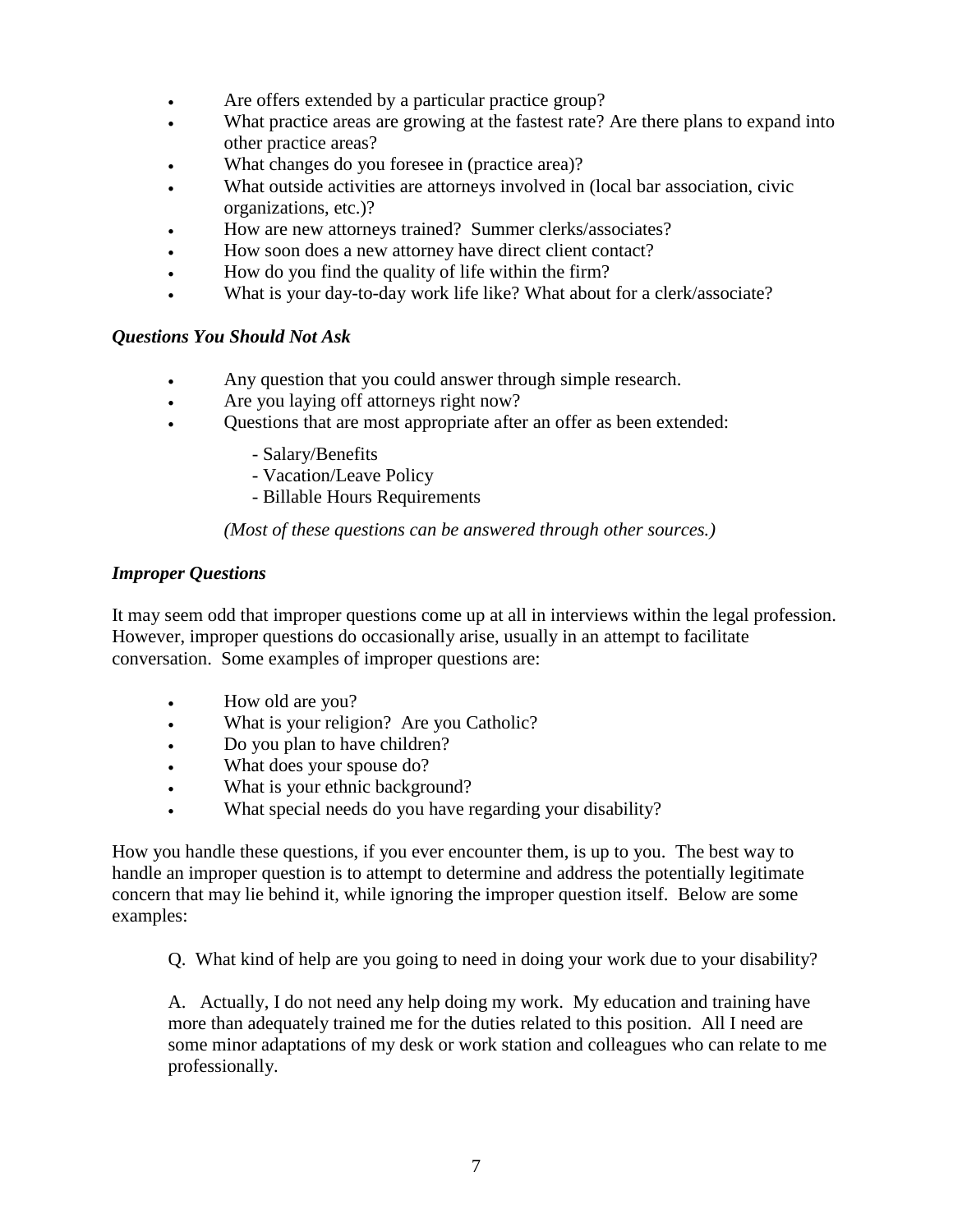- Are offers extended by a particular practice group?
- What practice areas are growing at the fastest rate? Are there plans to expand into other practice areas?
- What changes do you foresee in (practice area)?
- What outside activities are attorneys involved in (local bar association, civic organizations, etc.)?
- How are new attorneys trained? Summer clerks/associates?
- How soon does a new attorney have direct client contact?
- How do you find the quality of life within the firm?
- What is your day-to-day work life like? What about for a clerk/associate?

***Questions You Should Not Ask***

- Any question that you could answer through simple research.
- Are you laying off attorneys right now?
- Questions that are most appropriate after an offer as been extended:

  - Salary/Benefits
  - Vacation/Leave Policy
  - Billable Hours Requirements

  *(Most of these questions can be answered through other sources.)*

***Improper Questions***

It may seem odd that improper questions come up at all in interviews within the legal profession. However, improper questions do occasionally arise, usually in an attempt to facilitate conversation. Some examples of improper questions are:

- How old are you?
- What is your religion? Are you Catholic?
- Do you plan to have children?
- What does your spouse do?
- What is your ethnic background?
- What special needs do you have regarding your disability?

How you handle these questions, if you ever encounter them, is up to you. The best way to handle an improper question is to attempt to determine and address the potentially legitimate concern that may lie behind it, while ignoring the improper question itself. Below are some examples:

> Q. What kind of help are you going to need in doing your work due to your disability?
>
> A. Actually, I do not need any help doing my work. My education and training have more than adequately trained me for the duties related to this position. All I need are some minor adaptations of my desk or work station and colleagues who can relate to me professionally.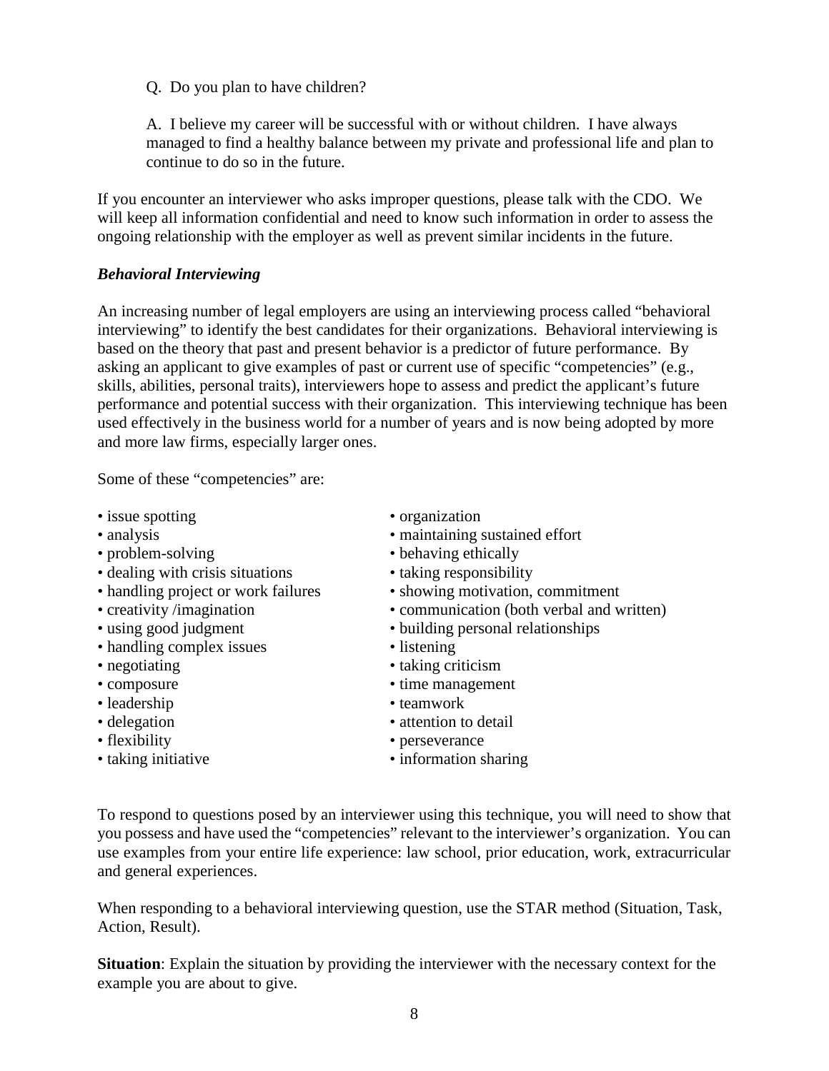Q. Do you plan to have children?

A. I believe my career will be successful with or without children. I have always managed to find a healthy balance between my private and professional life and plan to continue to do so in the future.

If you encounter an interviewer who asks improper questions, please talk with the CDO. We will keep all information confidential and need to know such information in order to assess the ongoing relationship with the employer as well as prevent similar incidents in the future.

***Behavioral Interviewing***

An increasing number of legal employers are using an interviewing process called "behavioral interviewing" to identify the best candidates for their organizations. Behavioral interviewing is based on the theory that past and present behavior is a predictor of future performance. By asking an applicant to give examples of past or current use of specific "competencies" (e.g., skills, abilities, personal traits), interviewers hope to assess and predict the applicant's future performance and potential success with their organization. This interviewing technique has been used effectively in the business world for a number of years and is now being adopted by more and more law firms, especially larger ones.

Some of these "competencies" are:

- issue spotting
- analysis
- problem-solving
- dealing with crisis situations
- handling project or work failures
- creativity /imagination
- using good judgment
- handling complex issues
- negotiating
- composure
- leadership
- delegation
- flexibility
- taking initiative
- organization
- maintaining sustained effort
- behaving ethically
- taking responsibility
- showing motivation, commitment
- communication (both verbal and written)
- building personal relationships
- listening
- taking criticism
- time management
- teamwork
- attention to detail
- perseverance
- information sharing

To respond to questions posed by an interviewer using this technique, you will need to show that you possess and have used the "competencies" relevant to the interviewer's organization. You can use examples from your entire life experience: law school, prior education, work, extracurricular and general experiences.

When responding to a behavioral interviewing question, use the STAR method (Situation, Task, Action, Result).

**Situation**: Explain the situation by providing the interviewer with the necessary context for the example you are about to give.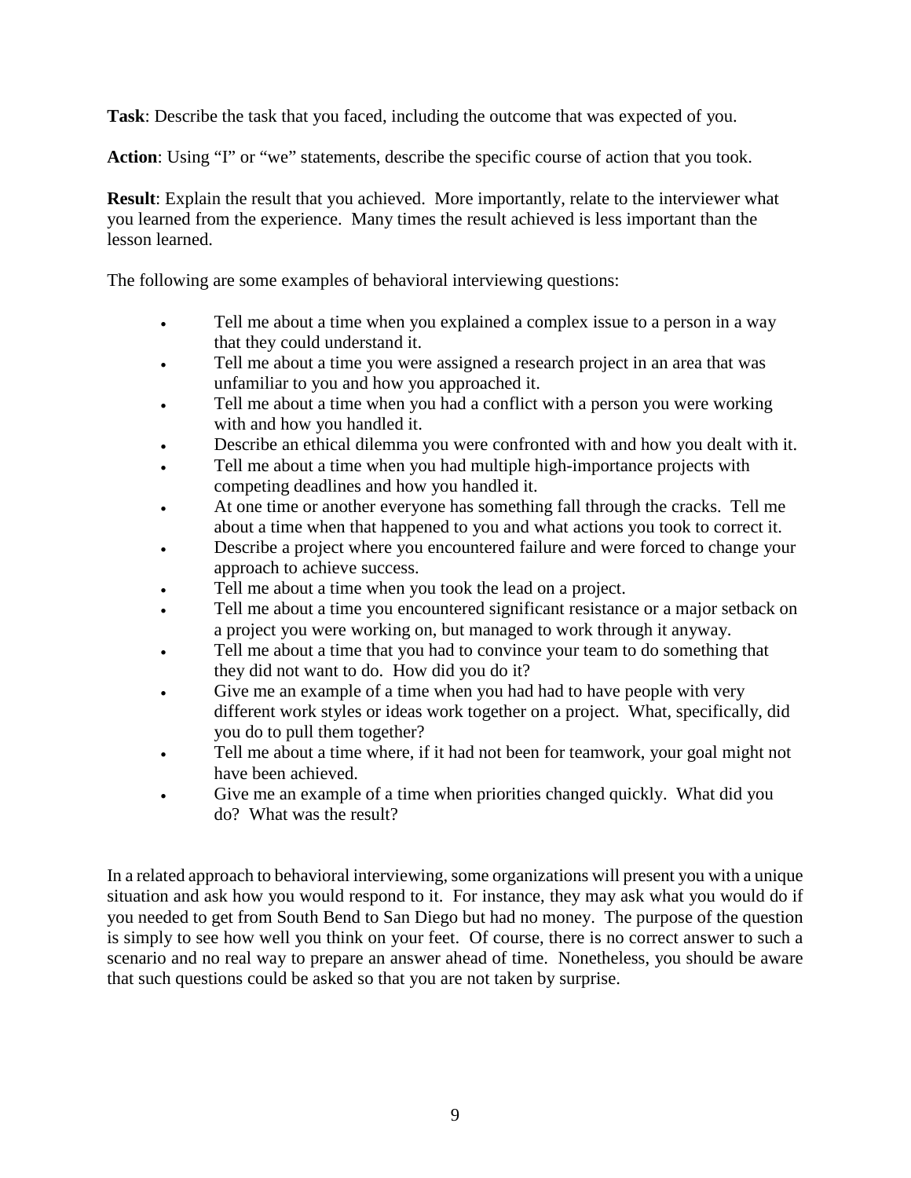**Task**: Describe the task that you faced, including the outcome that was expected of you.

**Action**: Using "I" or "we" statements, describe the specific course of action that you took.

**Result**: Explain the result that you achieved. More importantly, relate to the interviewer what you learned from the experience. Many times the result achieved is less important than the lesson learned.

The following are some examples of behavioral interviewing questions:

- Tell me about a time when you explained a complex issue to a person in a way that they could understand it.
- Tell me about a time you were assigned a research project in an area that was unfamiliar to you and how you approached it.
- Tell me about a time when you had a conflict with a person you were working with and how you handled it.
- Describe an ethical dilemma you were confronted with and how you dealt with it.
- Tell me about a time when you had multiple high-importance projects with competing deadlines and how you handled it.
- At one time or another everyone has something fall through the cracks. Tell me about a time when that happened to you and what actions you took to correct it.
- Describe a project where you encountered failure and were forced to change your approach to achieve success.
- Tell me about a time when you took the lead on a project.
- Tell me about a time you encountered significant resistance or a major setback on a project you were working on, but managed to work through it anyway.
- Tell me about a time that you had to convince your team to do something that they did not want to do. How did you do it?
- Give me an example of a time when you had had to have people with very different work styles or ideas work together on a project. What, specifically, did you do to pull them together?
- Tell me about a time where, if it had not been for teamwork, your goal might not have been achieved.
- Give me an example of a time when priorities changed quickly. What did you do? What was the result?

In a related approach to behavioral interviewing, some organizations will present you with a unique situation and ask how you would respond to it. For instance, they may ask what you would do if you needed to get from South Bend to San Diego but had no money. The purpose of the question is simply to see how well you think on your feet. Of course, there is no correct answer to such a scenario and no real way to prepare an answer ahead of time. Nonetheless, you should be aware that such questions could be asked so that you are not taken by surprise.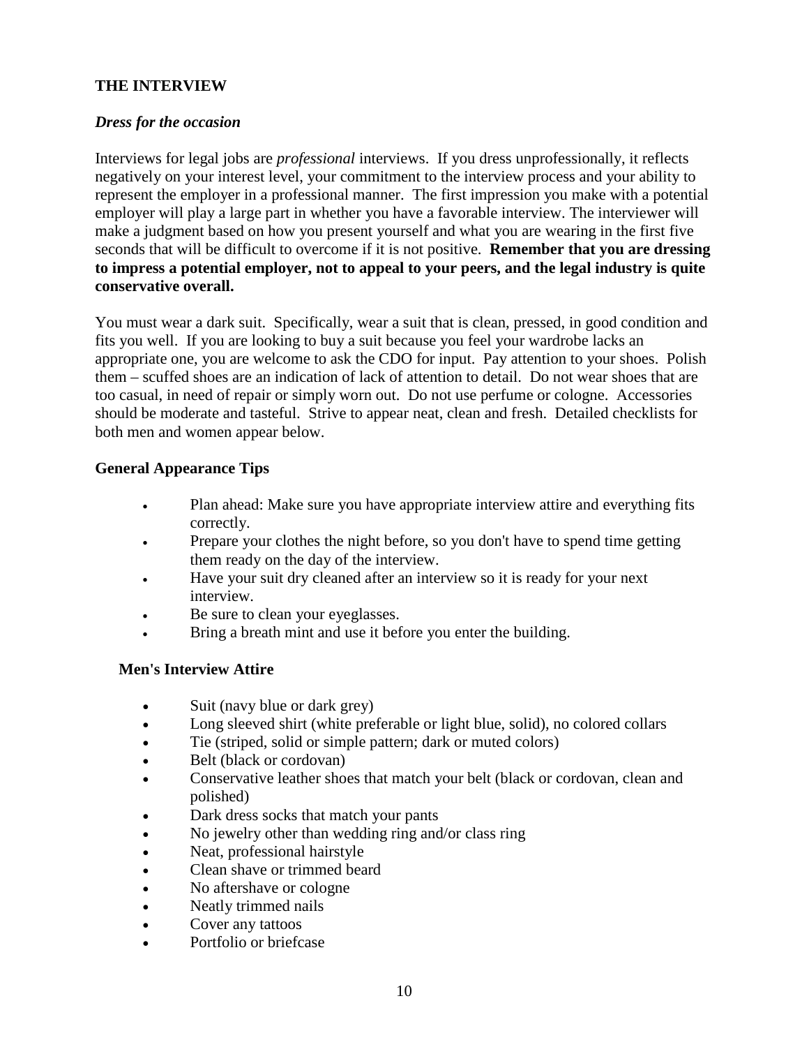## THE INTERVIEW

### *Dress for the occasion*

Interviews for legal jobs are *professional* interviews. If you dress unprofessionally, it reflects negatively on your interest level, your commitment to the interview process and your ability to represent the employer in a professional manner. The first impression you make with a potential employer will play a large part in whether you have a favorable interview. The interviewer will make a judgment based on how you present yourself and what you are wearing in the first five seconds that will be difficult to overcome if it is not positive. **Remember that you are dressing to impress a potential employer, not to appeal to your peers, and the legal industry is quite conservative overall.**

You must wear a dark suit. Specifically, wear a suit that is clean, pressed, in good condition and fits you well. If you are looking to buy a suit because you feel your wardrobe lacks an appropriate one, you are welcome to ask the CDO for input. Pay attention to your shoes. Polish them – scuffed shoes are an indication of lack of attention to detail. Do not wear shoes that are too casual, in need of repair or simply worn out. Do not use perfume or cologne. Accessories should be moderate and tasteful. Strive to appear neat, clean and fresh. Detailed checklists for both men and women appear below.

### General Appearance Tips

- Plan ahead: Make sure you have appropriate interview attire and everything fits correctly.
- Prepare your clothes the night before, so you don't have to spend time getting them ready on the day of the interview.
- Have your suit dry cleaned after an interview so it is ready for your next interview.
- Be sure to clean your eyeglasses.
- Bring a breath mint and use it before you enter the building.

### Men's Interview Attire

- Suit (navy blue or dark grey)
- Long sleeved shirt (white preferable or light blue, solid), no colored collars
- Tie (striped, solid or simple pattern; dark or muted colors)
- Belt (black or cordovan)
- Conservative leather shoes that match your belt (black or cordovan, clean and polished)
- Dark dress socks that match your pants
- No jewelry other than wedding ring and/or class ring
- Neat, professional hairstyle
- Clean shave or trimmed beard
- No aftershave or cologne
- Neatly trimmed nails
- Cover any tattoos
- Portfolio or briefcase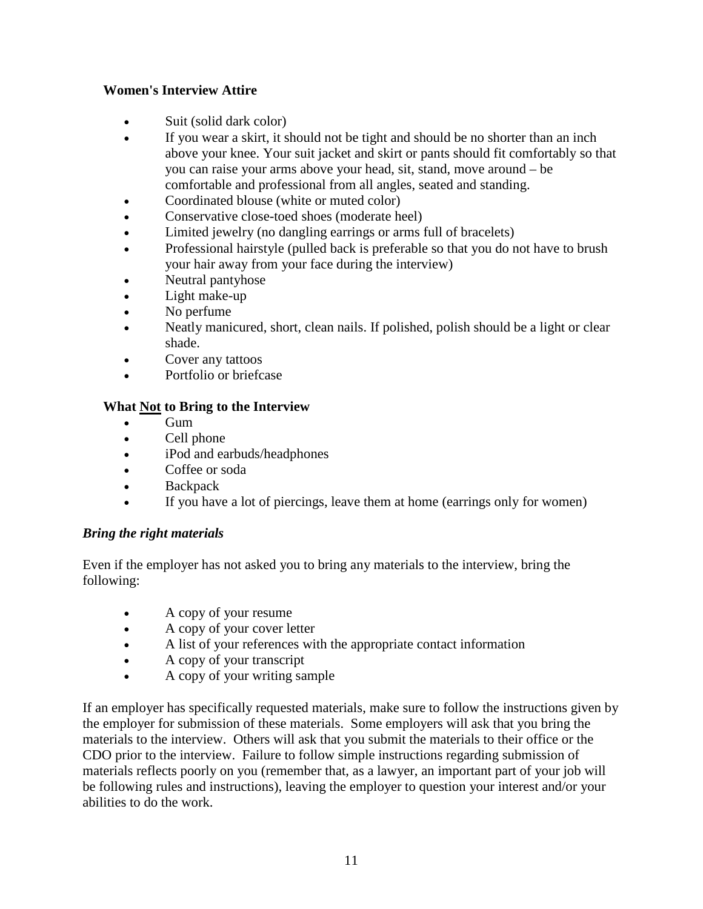### Women's Interview Attire

- Suit (solid dark color)
- If you wear a skirt, it should not be tight and should be no shorter than an inch above your knee. Your suit jacket and skirt or pants should fit comfortably so that you can raise your arms above your head, sit, stand, move around – be comfortable and professional from all angles, seated and standing.
- Coordinated blouse (white or muted color)
- Conservative close-toed shoes (moderate heel)
- Limited jewelry (no dangling earrings or arms full of bracelets)
- Professional hairstyle (pulled back is preferable so that you do not have to brush your hair away from your face during the interview)
- Neutral pantyhose
- Light make-up
- No perfume
- Neatly manicured, short, clean nails. If polished, polish should be a light or clear shade.
- Cover any tattoos
- Portfolio or briefcase

### What <u>Not</u> to Bring to the Interview

- Gum
- Cell phone
- iPod and earbuds/headphones
- Coffee or soda
- Backpack
- If you have a lot of piercings, leave them at home (earrings only for women)

***Bring the right materials***

Even if the employer has not asked you to bring any materials to the interview, bring the following:

- A copy of your resume
- A copy of your cover letter
- A list of your references with the appropriate contact information
- A copy of your transcript
- A copy of your writing sample

If an employer has specifically requested materials, make sure to follow the instructions given by the employer for submission of these materials. Some employers will ask that you bring the materials to the interview. Others will ask that you submit the materials to their office or the CDO prior to the interview. Failure to follow simple instructions regarding submission of materials reflects poorly on you (remember that, as a lawyer, an important part of your job will be following rules and instructions), leaving the employer to question your interest and/or your abilities to do the work.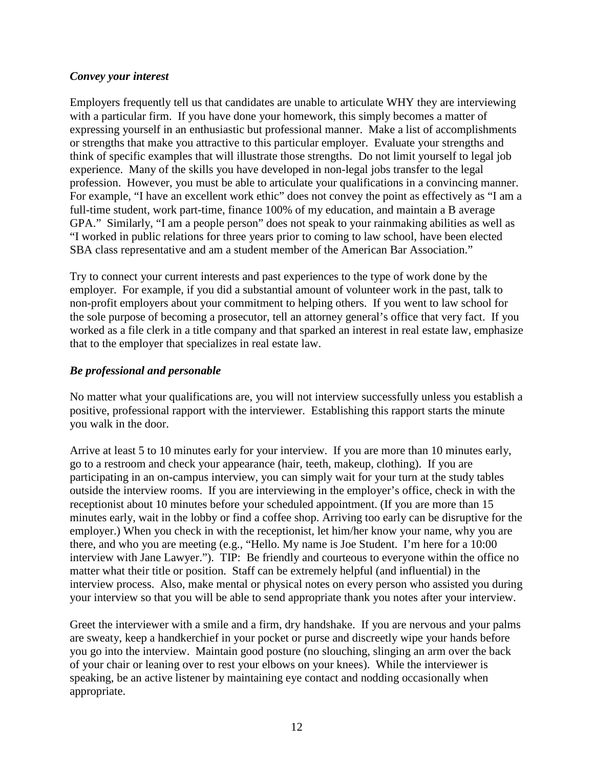### *Convey your interest*

Employers frequently tell us that candidates are unable to articulate WHY they are interviewing with a particular firm. If you have done your homework, this simply becomes a matter of expressing yourself in an enthusiastic but professional manner. Make a list of accomplishments or strengths that make you attractive to this particular employer. Evaluate your strengths and think of specific examples that will illustrate those strengths. Do not limit yourself to legal job experience. Many of the skills you have developed in non-legal jobs transfer to the legal profession. However, you must be able to articulate your qualifications in a convincing manner. For example, "I have an excellent work ethic" does not convey the point as effectively as "I am a full-time student, work part-time, finance 100% of my education, and maintain a B average GPA." Similarly, "I am a people person" does not speak to your rainmaking abilities as well as "I worked in public relations for three years prior to coming to law school, have been elected SBA class representative and am a student member of the American Bar Association."

Try to connect your current interests and past experiences to the type of work done by the employer. For example, if you did a substantial amount of volunteer work in the past, talk to non-profit employers about your commitment to helping others. If you went to law school for the sole purpose of becoming a prosecutor, tell an attorney general's office that very fact. If you worked as a file clerk in a title company and that sparked an interest in real estate law, emphasize that to the employer that specializes in real estate law.

### *Be professional and personable*

No matter what your qualifications are, you will not interview successfully unless you establish a positive, professional rapport with the interviewer. Establishing this rapport starts the minute you walk in the door.

Arrive at least 5 to 10 minutes early for your interview. If you are more than 10 minutes early, go to a restroom and check your appearance (hair, teeth, makeup, clothing). If you are participating in an on-campus interview, you can simply wait for your turn at the study tables outside the interview rooms. If you are interviewing in the employer's office, check in with the receptionist about 10 minutes before your scheduled appointment. (If you are more than 15 minutes early, wait in the lobby or find a coffee shop. Arriving too early can be disruptive for the employer.) When you check in with the receptionist, let him/her know your name, why you are there, and who you are meeting (e.g., "Hello. My name is Joe Student. I'm here for a 10:00 interview with Jane Lawyer."). TIP: Be friendly and courteous to everyone within the office no matter what their title or position. Staff can be extremely helpful (and influential) in the interview process. Also, make mental or physical notes on every person who assisted you during your interview so that you will be able to send appropriate thank you notes after your interview.

Greet the interviewer with a smile and a firm, dry handshake. If you are nervous and your palms are sweaty, keep a handkerchief in your pocket or purse and discreetly wipe your hands before you go into the interview. Maintain good posture (no slouching, slinging an arm over the back of your chair or leaning over to rest your elbows on your knees). While the interviewer is speaking, be an active listener by maintaining eye contact and nodding occasionally when appropriate.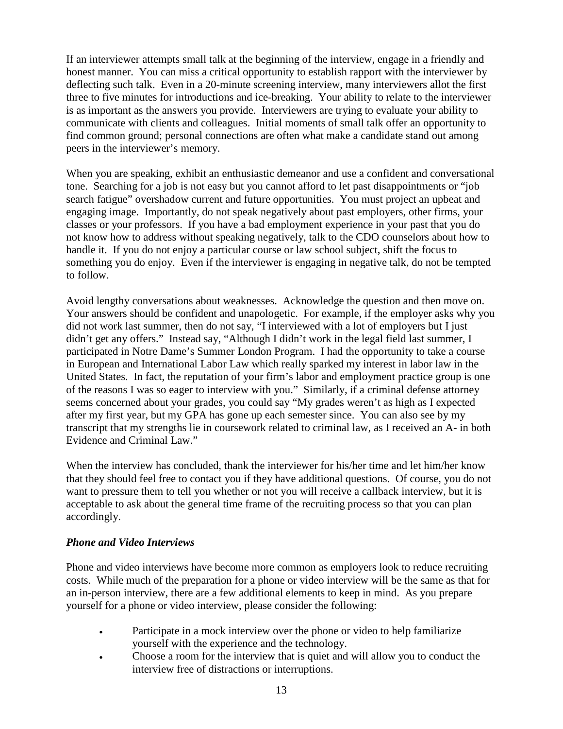If an interviewer attempts small talk at the beginning of the interview, engage in a friendly and honest manner. You can miss a critical opportunity to establish rapport with the interviewer by deflecting such talk. Even in a 20-minute screening interview, many interviewers allot the first three to five minutes for introductions and ice-breaking. Your ability to relate to the interviewer is as important as the answers you provide. Interviewers are trying to evaluate your ability to communicate with clients and colleagues. Initial moments of small talk offer an opportunity to find common ground; personal connections are often what make a candidate stand out among peers in the interviewer's memory.

When you are speaking, exhibit an enthusiastic demeanor and use a confident and conversational tone. Searching for a job is not easy but you cannot afford to let past disappointments or "job search fatigue" overshadow current and future opportunities. You must project an upbeat and engaging image. Importantly, do not speak negatively about past employers, other firms, your classes or your professors. If you have a bad employment experience in your past that you do not know how to address without speaking negatively, talk to the CDO counselors about how to handle it. If you do not enjoy a particular course or law school subject, shift the focus to something you do enjoy. Even if the interviewer is engaging in negative talk, do not be tempted to follow.

Avoid lengthy conversations about weaknesses. Acknowledge the question and then move on. Your answers should be confident and unapologetic. For example, if the employer asks why you did not work last summer, then do not say, "I interviewed with a lot of employers but I just didn't get any offers." Instead say, "Although I didn't work in the legal field last summer, I participated in Notre Dame's Summer London Program. I had the opportunity to take a course in European and International Labor Law which really sparked my interest in labor law in the United States. In fact, the reputation of your firm's labor and employment practice group is one of the reasons I was so eager to interview with you." Similarly, if a criminal defense attorney seems concerned about your grades, you could say "My grades weren't as high as I expected after my first year, but my GPA has gone up each semester since. You can also see by my transcript that my strengths lie in coursework related to criminal law, as I received an A- in both Evidence and Criminal Law."

When the interview has concluded, thank the interviewer for his/her time and let him/her know that they should feel free to contact you if they have additional questions. Of course, you do not want to pressure them to tell you whether or not you will receive a callback interview, but it is acceptable to ask about the general time frame of the recruiting process so that you can plan accordingly.

***Phone and Video Interviews***

Phone and video interviews have become more common as employers look to reduce recruiting costs. While much of the preparation for a phone or video interview will be the same as that for an in-person interview, there are a few additional elements to keep in mind. As you prepare yourself for a phone or video interview, please consider the following:

- Participate in a mock interview over the phone or video to help familiarize yourself with the experience and the technology.
- Choose a room for the interview that is quiet and will allow you to conduct the interview free of distractions or interruptions.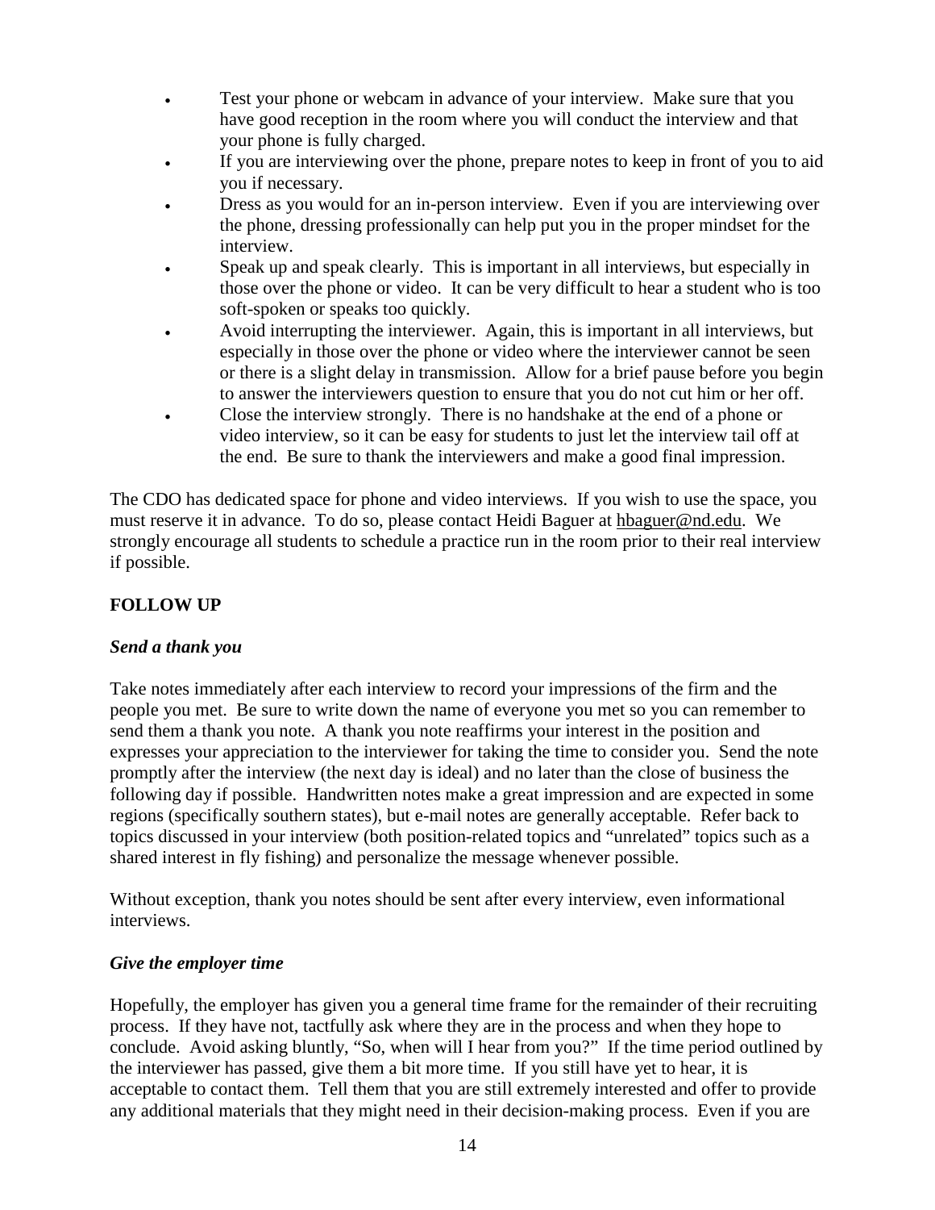- Test your phone or webcam in advance of your interview. Make sure that you have good reception in the room where you will conduct the interview and that your phone is fully charged.
- If you are interviewing over the phone, prepare notes to keep in front of you to aid you if necessary.
- Dress as you would for an in-person interview. Even if you are interviewing over the phone, dressing professionally can help put you in the proper mindset for the interview.
- Speak up and speak clearly. This is important in all interviews, but especially in those over the phone or video. It can be very difficult to hear a student who is too soft-spoken or speaks too quickly.
- Avoid interrupting the interviewer. Again, this is important in all interviews, but especially in those over the phone or video where the interviewer cannot be seen or there is a slight delay in transmission. Allow for a brief pause before you begin to answer the interviewers question to ensure that you do not cut him or her off.
- Close the interview strongly. There is no handshake at the end of a phone or video interview, so it can be easy for students to just let the interview tail off at the end. Be sure to thank the interviewers and make a good final impression.

The CDO has dedicated space for phone and video interviews. If you wish to use the space, you must reserve it in advance. To do so, please contact Heidi Baguer at hbaguer@nd.edu. We strongly encourage all students to schedule a practice run in the room prior to their real interview if possible.

## FOLLOW UP

### *Send a thank you*

Take notes immediately after each interview to record your impressions of the firm and the people you met. Be sure to write down the name of everyone you met so you can remember to send them a thank you note. A thank you note reaffirms your interest in the position and expresses your appreciation to the interviewer for taking the time to consider you. Send the note promptly after the interview (the next day is ideal) and no later than the close of business the following day if possible. Handwritten notes make a great impression and are expected in some regions (specifically southern states), but e-mail notes are generally acceptable. Refer back to topics discussed in your interview (both position-related topics and "unrelated" topics such as a shared interest in fly fishing) and personalize the message whenever possible.

Without exception, thank you notes should be sent after every interview, even informational interviews.

### *Give the employer time*

Hopefully, the employer has given you a general time frame for the remainder of their recruiting process. If they have not, tactfully ask where they are in the process and when they hope to conclude. Avoid asking bluntly, "So, when will I hear from you?" If the time period outlined by the interviewer has passed, give them a bit more time. If you still have yet to hear, it is acceptable to contact them. Tell them that you are still extremely interested and offer to provide any additional materials that they might need in their decision-making process. Even if you are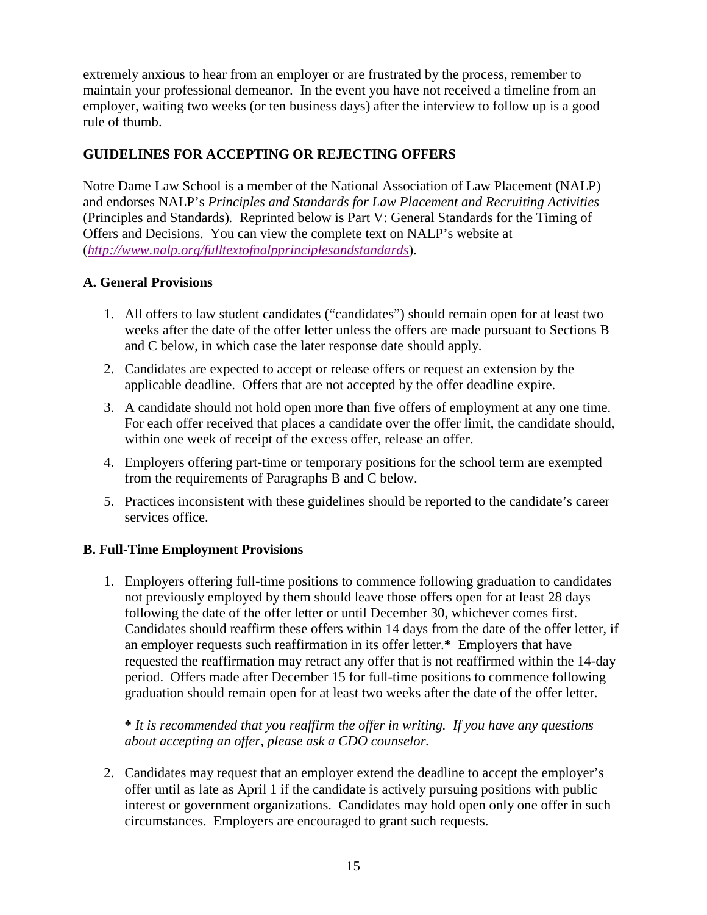extremely anxious to hear from an employer or are frustrated by the process, remember to maintain your professional demeanor. In the event you have not received a timeline from an employer, waiting two weeks (or ten business days) after the interview to follow up is a good rule of thumb.

## GUIDELINES FOR ACCEPTING OR REJECTING OFFERS

Notre Dame Law School is a member of the National Association of Law Placement (NALP) and endorses NALP's *Principles and Standards for Law Placement and Recruiting Activities* (Principles and Standards). Reprinted below is Part V: General Standards for the Timing of Offers and Decisions. You can view the complete text on NALP's website at (*http://www.nalp.org/fulltextofnalpprinciplesandstandards*).

### A. General Provisions

1. All offers to law student candidates ("candidates") should remain open for at least two weeks after the date of the offer letter unless the offers are made pursuant to Sections B and C below, in which case the later response date should apply.
2. Candidates are expected to accept or release offers or request an extension by the applicable deadline. Offers that are not accepted by the offer deadline expire.
3. A candidate should not hold open more than five offers of employment at any one time. For each offer received that places a candidate over the offer limit, the candidate should, within one week of receipt of the excess offer, release an offer.
4. Employers offering part-time or temporary positions for the school term are exempted from the requirements of Paragraphs B and C below.
5. Practices inconsistent with these guidelines should be reported to the candidate's career services office.

### B. Full-Time Employment Provisions

1. Employers offering full-time positions to commence following graduation to candidates not previously employed by them should leave those offers open for at least 28 days following the date of the offer letter or until December 30, whichever comes first. Candidates should reaffirm these offers within 14 days from the date of the offer letter, if an employer requests such reaffirmation in its offer letter.**\*** Employers that have requested the reaffirmation may retract any offer that is not reaffirmed within the 14-day period. Offers made after December 15 for full-time positions to commence following graduation should remain open for at least two weeks after the date of the offer letter.

   **\*** *It is recommended that you reaffirm the offer in writing. If you have any questions about accepting an offer, please ask a CDO counselor.*

2. Candidates may request that an employer extend the deadline to accept the employer's offer until as late as April 1 if the candidate is actively pursuing positions with public interest or government organizations. Candidates may hold open only one offer in such circumstances. Employers are encouraged to grant such requests.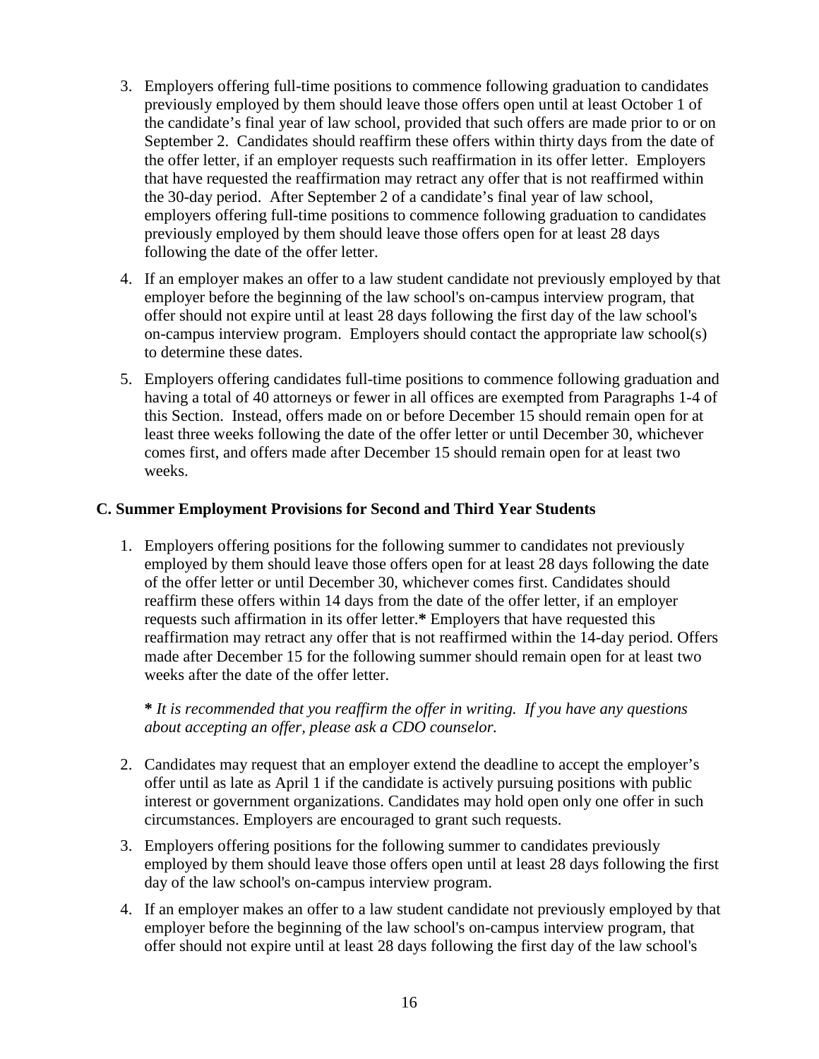3. Employers offering full-time positions to commence following graduation to candidates previously employed by them should leave those offers open until at least October 1 of the candidate's final year of law school, provided that such offers are made prior to or on September 2. Candidates should reaffirm these offers within thirty days from the date of the offer letter, if an employer requests such reaffirmation in its offer letter. Employers that have requested the reaffirmation may retract any offer that is not reaffirmed within the 30-day period. After September 2 of a candidate's final year of law school, employers offering full-time positions to commence following graduation to candidates previously employed by them should leave those offers open for at least 28 days following the date of the offer letter.
4. If an employer makes an offer to a law student candidate not previously employed by that employer before the beginning of the law school's on-campus interview program, that offer should not expire until at least 28 days following the first day of the law school's on-campus interview program. Employers should contact the appropriate law school(s) to determine these dates.
5. Employers offering candidates full-time positions to commence following graduation and having a total of 40 attorneys or fewer in all offices are exempted from Paragraphs 1-4 of this Section. Instead, offers made on or before December 15 should remain open for at least three weeks following the date of the offer letter or until December 30, whichever comes first, and offers made after December 15 should remain open for at least two weeks.

### C. Summer Employment Provisions for Second and Third Year Students

1. Employers offering positions for the following summer to candidates not previously employed by them should leave those offers open for at least 28 days following the date of the offer letter or until December 30, whichever comes first. Candidates should reaffirm these offers within 14 days from the date of the offer letter, if an employer requests such affirmation in its offer letter.**\*** Employers that have requested this reaffirmation may retract any offer that is not reaffirmed within the 14-day period. Offers made after December 15 for the following summer should remain open for at least two weeks after the date of the offer letter.

   **\*** *It is recommended that you reaffirm the offer in writing. If you have any questions about accepting an offer, please ask a CDO counselor.*

2. Candidates may request that an employer extend the deadline to accept the employer's offer until as late as April 1 if the candidate is actively pursuing positions with public interest or government organizations. Candidates may hold open only one offer in such circumstances. Employers are encouraged to grant such requests.
3. Employers offering positions for the following summer to candidates previously employed by them should leave those offers open until at least 28 days following the first day of the law school's on-campus interview program.
4. If an employer makes an offer to a law student candidate not previously employed by that employer before the beginning of the law school's on-campus interview program, that offer should not expire until at least 28 days following the first day of the law school's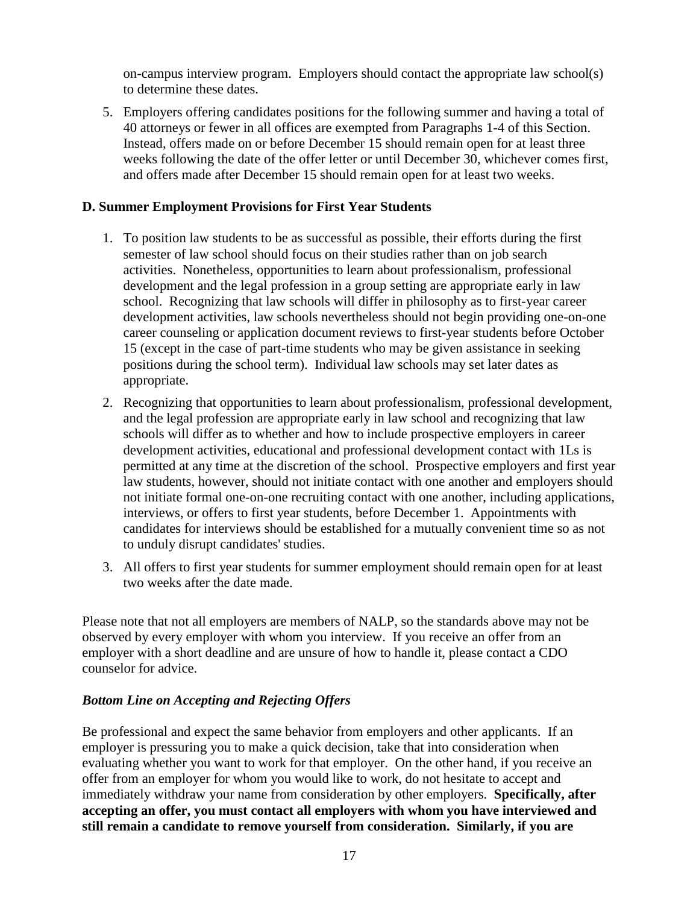on-campus interview program. Employers should contact the appropriate law school(s) to determine these dates.

5. Employers offering candidates positions for the following summer and having a total of 40 attorneys or fewer in all offices are exempted from Paragraphs 1-4 of this Section. Instead, offers made on or before December 15 should remain open for at least three weeks following the date of the offer letter or until December 30, whichever comes first, and offers made after December 15 should remain open for at least two weeks.

**D. Summer Employment Provisions for First Year Students**

1. To position law students to be as successful as possible, their efforts during the first semester of law school should focus on their studies rather than on job search activities. Nonetheless, opportunities to learn about professionalism, professional development and the legal profession in a group setting are appropriate early in law school. Recognizing that law schools will differ in philosophy as to first-year career development activities, law schools nevertheless should not begin providing one-on-one career counseling or application document reviews to first-year students before October 15 (except in the case of part-time students who may be given assistance in seeking positions during the school term). Individual law schools may set later dates as appropriate.
2. Recognizing that opportunities to learn about professionalism, professional development, and the legal profession are appropriate early in law school and recognizing that law schools will differ as to whether and how to include prospective employers in career development activities, educational and professional development contact with 1Ls is permitted at any time at the discretion of the school. Prospective employers and first year law students, however, should not initiate contact with one another and employers should not initiate formal one-on-one recruiting contact with one another, including applications, interviews, or offers to first year students, before December 1. Appointments with candidates for interviews should be established for a mutually convenient time so as not to unduly disrupt candidates' studies.
3. All offers to first year students for summer employment should remain open for at least two weeks after the date made.

Please note that not all employers are members of NALP, so the standards above may not be observed by every employer with whom you interview. If you receive an offer from an employer with a short deadline and are unsure of how to handle it, please contact a CDO counselor for advice.

***Bottom Line on Accepting and Rejecting Offers***

Be professional and expect the same behavior from employers and other applicants. If an employer is pressuring you to make a quick decision, take that into consideration when evaluating whether you want to work for that employer. On the other hand, if you receive an offer from an employer for whom you would like to work, do not hesitate to accept and immediately withdraw your name from consideration by other employers. **Specifically, after accepting an offer, you must contact all employers with whom you have interviewed and still remain a candidate to remove yourself from consideration. Similarly, if you are**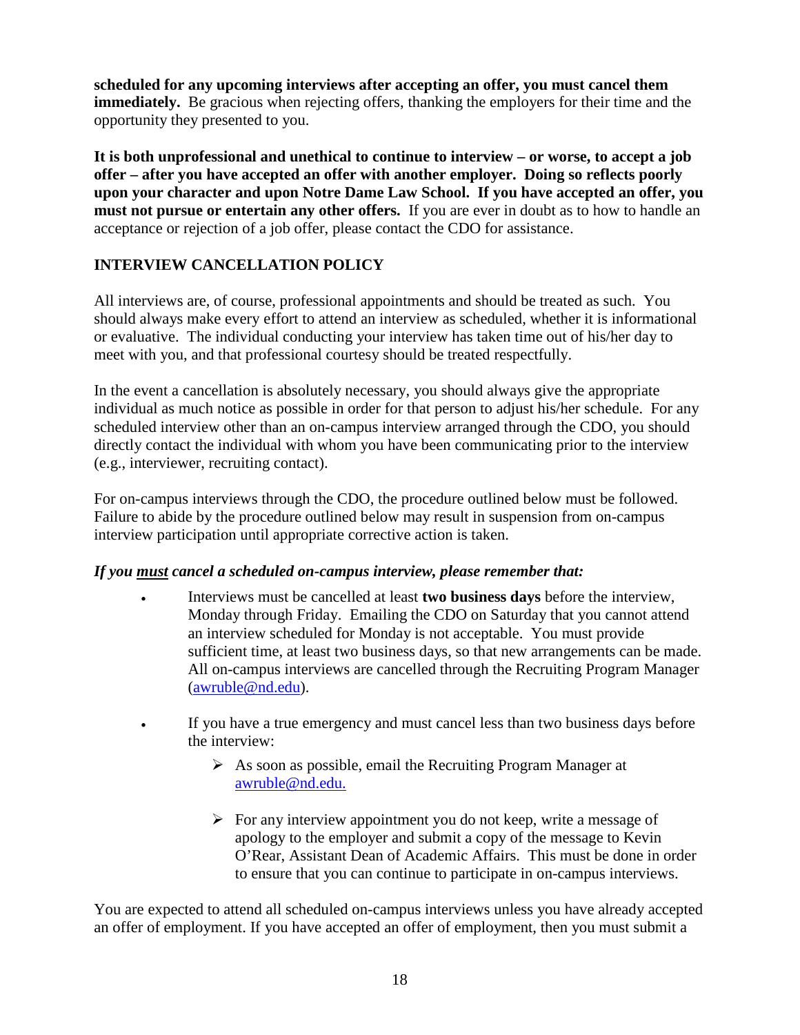**scheduled for any upcoming interviews after accepting an offer, you must cancel them immediately.** Be gracious when rejecting offers, thanking the employers for their time and the opportunity they presented to you.

**It is both unprofessional and unethical to continue to interview – or worse, to accept a job offer – after you have accepted an offer with another employer. Doing so reflects poorly upon your character and upon Notre Dame Law School. If you have accepted an offer, you must not pursue or entertain any other offers.** If you are ever in doubt as to how to handle an acceptance or rejection of a job offer, please contact the CDO for assistance.

## INTERVIEW CANCELLATION POLICY

All interviews are, of course, professional appointments and should be treated as such. You should always make every effort to attend an interview as scheduled, whether it is informational or evaluative. The individual conducting your interview has taken time out of his/her day to meet with you, and that professional courtesy should be treated respectfully.

In the event a cancellation is absolutely necessary, you should always give the appropriate individual as much notice as possible in order for that person to adjust his/her schedule. For any scheduled interview other than an on-campus interview arranged through the CDO, you should directly contact the individual with whom you have been communicating prior to the interview (e.g., interviewer, recruiting contact).

For on-campus interviews through the CDO, the procedure outlined below must be followed. Failure to abide by the procedure outlined below may result in suspension from on-campus interview participation until appropriate corrective action is taken.

***If you <u>must</u> cancel a scheduled on-campus interview, please remember that:***

- Interviews must be cancelled at least **two business days** before the interview, Monday through Friday. Emailing the CDO on Saturday that you cannot attend an interview scheduled for Monday is not acceptable. You must provide sufficient time, at least two business days, so that new arrangements can be made. All on-campus interviews are cancelled through the Recruiting Program Manager (awruble@nd.edu).

- If you have a true emergency and must cancel less than two business days before the interview:
  - As soon as possible, email the Recruiting Program Manager at awruble@nd.edu.
  - For any interview appointment you do not keep, write a message of apology to the employer and submit a copy of the message to Kevin O'Rear, Assistant Dean of Academic Affairs. This must be done in order to ensure that you can continue to participate in on-campus interviews.

You are expected to attend all scheduled on-campus interviews unless you have already accepted an offer of employment. If you have accepted an offer of employment, then you must submit a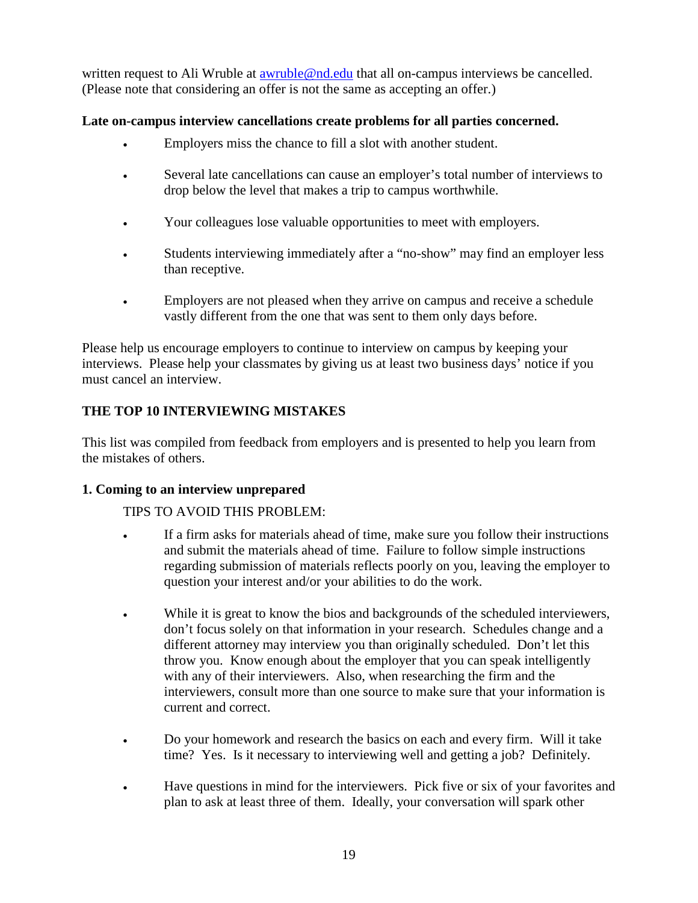written request to Ali Wruble at [awruble@nd.edu](mailto:awruble@nd.edu) that all on-campus interviews be cancelled. (Please note that considering an offer is not the same as accepting an offer.)

**Late on-campus interview cancellations create problems for all parties concerned.**

- Employers miss the chance to fill a slot with another student.
- Several late cancellations can cause an employer's total number of interviews to drop below the level that makes a trip to campus worthwhile.
- Your colleagues lose valuable opportunities to meet with employers.
- Students interviewing immediately after a "no-show" may find an employer less than receptive.
- Employers are not pleased when they arrive on campus and receive a schedule vastly different from the one that was sent to them only days before.

Please help us encourage employers to continue to interview on campus by keeping your interviews. Please help your classmates by giving us at least two business days' notice if you must cancel an interview.

## THE TOP 10 INTERVIEWING MISTAKES

This list was compiled from feedback from employers and is presented to help you learn from the mistakes of others.

### 1. Coming to an interview unprepared

TIPS TO AVOID THIS PROBLEM:

- If a firm asks for materials ahead of time, make sure you follow their instructions and submit the materials ahead of time. Failure to follow simple instructions regarding submission of materials reflects poorly on you, leaving the employer to question your interest and/or your abilities to do the work.
- While it is great to know the bios and backgrounds of the scheduled interviewers, don't focus solely on that information in your research. Schedules change and a different attorney may interview you than originally scheduled. Don't let this throw you. Know enough about the employer that you can speak intelligently with any of their interviewers. Also, when researching the firm and the interviewers, consult more than one source to make sure that your information is current and correct.
- Do your homework and research the basics on each and every firm. Will it take time? Yes. Is it necessary to interviewing well and getting a job? Definitely.
- Have questions in mind for the interviewers. Pick five or six of your favorites and plan to ask at least three of them. Ideally, your conversation will spark other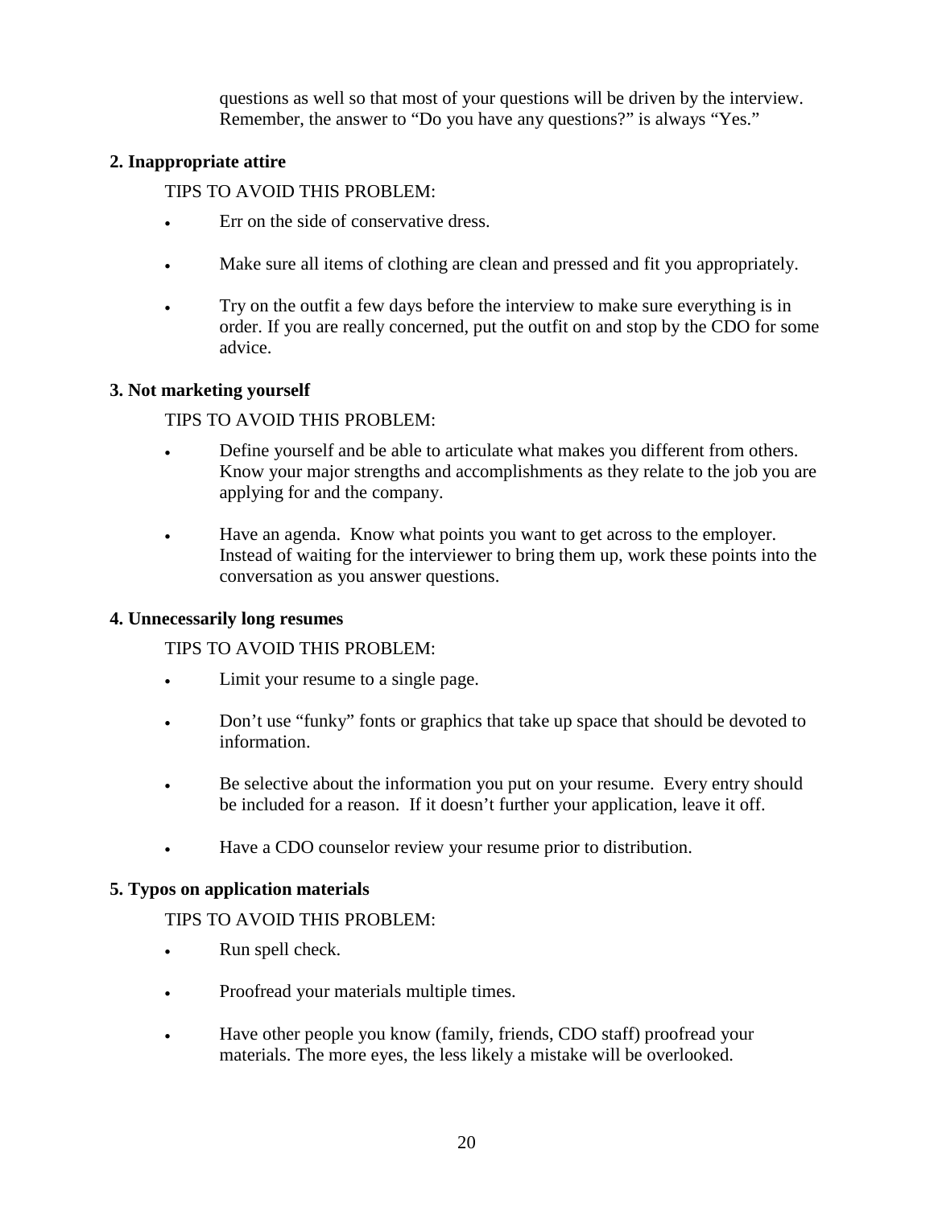questions as well so that most of your questions will be driven by the interview. Remember, the answer to "Do you have any questions?" is always "Yes."

**2. Inappropriate attire**

TIPS TO AVOID THIS PROBLEM:

- Err on the side of conservative dress.
- Make sure all items of clothing are clean and pressed and fit you appropriately.
- Try on the outfit a few days before the interview to make sure everything is in order. If you are really concerned, put the outfit on and stop by the CDO for some advice.

**3. Not marketing yourself**

TIPS TO AVOID THIS PROBLEM:

- Define yourself and be able to articulate what makes you different from others. Know your major strengths and accomplishments as they relate to the job you are applying for and the company.
- Have an agenda. Know what points you want to get across to the employer. Instead of waiting for the interviewer to bring them up, work these points into the conversation as you answer questions.

**4. Unnecessarily long resumes**

TIPS TO AVOID THIS PROBLEM:

- Limit your resume to a single page.
- Don't use "funky" fonts or graphics that take up space that should be devoted to information.
- Be selective about the information you put on your resume. Every entry should be included for a reason. If it doesn't further your application, leave it off.
- Have a CDO counselor review your resume prior to distribution.

**5. Typos on application materials**

TIPS TO AVOID THIS PROBLEM:

- Run spell check.
- Proofread your materials multiple times.
- Have other people you know (family, friends, CDO staff) proofread your materials. The more eyes, the less likely a mistake will be overlooked.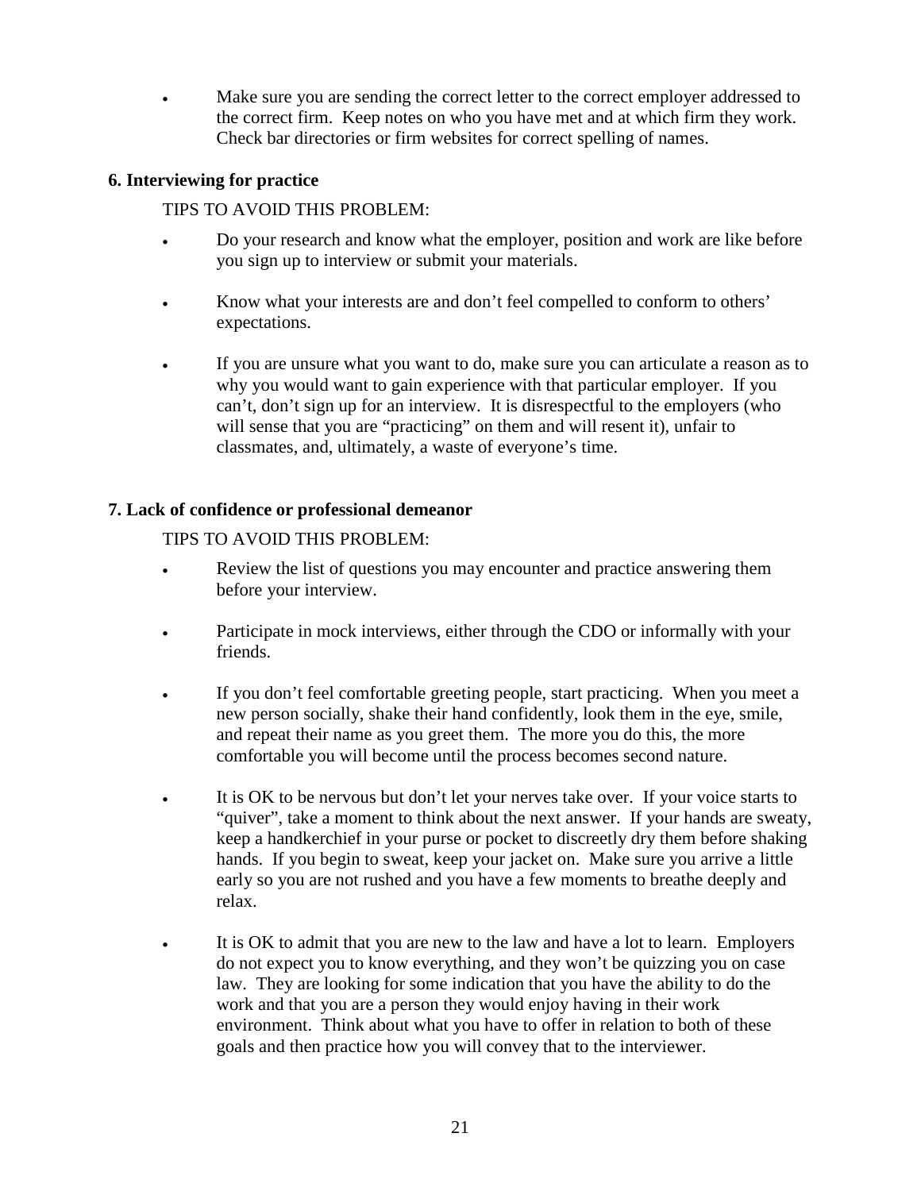- Make sure you are sending the correct letter to the correct employer addressed to the correct firm. Keep notes on who you have met and at which firm they work. Check bar directories or firm websites for correct spelling of names.

**6. Interviewing for practice**

TIPS TO AVOID THIS PROBLEM:

- Do your research and know what the employer, position and work are like before you sign up to interview or submit your materials.

- Know what your interests are and don't feel compelled to conform to others' expectations.

- If you are unsure what you want to do, make sure you can articulate a reason as to why you would want to gain experience with that particular employer. If you can't, don't sign up for an interview. It is disrespectful to the employers (who will sense that you are "practicing" on them and will resent it), unfair to classmates, and, ultimately, a waste of everyone's time.

**7. Lack of confidence or professional demeanor**

TIPS TO AVOID THIS PROBLEM:

- Review the list of questions you may encounter and practice answering them before your interview.

- Participate in mock interviews, either through the CDO or informally with your friends.

- If you don't feel comfortable greeting people, start practicing. When you meet a new person socially, shake their hand confidently, look them in the eye, smile, and repeat their name as you greet them. The more you do this, the more comfortable you will become until the process becomes second nature.

- It is OK to be nervous but don't let your nerves take over. If your voice starts to "quiver", take a moment to think about the next answer. If your hands are sweaty, keep a handkerchief in your purse or pocket to discreetly dry them before shaking hands. If you begin to sweat, keep your jacket on. Make sure you arrive a little early so you are not rushed and you have a few moments to breathe deeply and relax.

- It is OK to admit that you are new to the law and have a lot to learn. Employers do not expect you to know everything, and they won't be quizzing you on case law. They are looking for some indication that you have the ability to do the work and that you are a person they would enjoy having in their work environment. Think about what you have to offer in relation to both of these goals and then practice how you will convey that to the interviewer.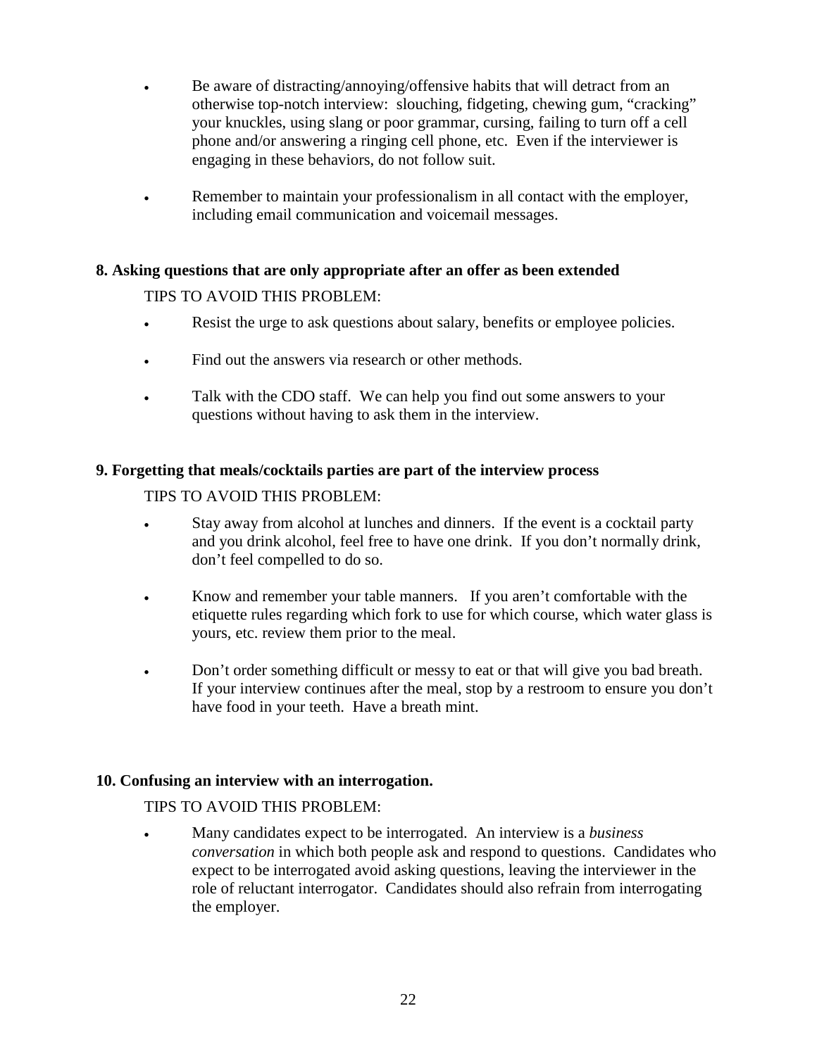- Be aware of distracting/annoying/offensive habits that will detract from an otherwise top-notch interview: slouching, fidgeting, chewing gum, "cracking" your knuckles, using slang or poor grammar, cursing, failing to turn off a cell phone and/or answering a ringing cell phone, etc. Even if the interviewer is engaging in these behaviors, do not follow suit.

- Remember to maintain your professionalism in all contact with the employer, including email communication and voicemail messages.

**8. Asking questions that are only appropriate after an offer as been extended**

TIPS TO AVOID THIS PROBLEM:

- Resist the urge to ask questions about salary, benefits or employee policies.

- Find out the answers via research or other methods.

- Talk with the CDO staff. We can help you find out some answers to your questions without having to ask them in the interview.

**9. Forgetting that meals/cocktails parties are part of the interview process**

TIPS TO AVOID THIS PROBLEM:

- Stay away from alcohol at lunches and dinners. If the event is a cocktail party and you drink alcohol, feel free to have one drink. If you don't normally drink, don't feel compelled to do so.

- Know and remember your table manners. If you aren't comfortable with the etiquette rules regarding which fork to use for which course, which water glass is yours, etc. review them prior to the meal.

- Don't order something difficult or messy to eat or that will give you bad breath. If your interview continues after the meal, stop by a restroom to ensure you don't have food in your teeth. Have a breath mint.

**10. Confusing an interview with an interrogation.**

TIPS TO AVOID THIS PROBLEM:

- Many candidates expect to be interrogated. An interview is a *business conversation* in which both people ask and respond to questions. Candidates who expect to be interrogated avoid asking questions, leaving the interviewer in the role of reluctant interrogator. Candidates should also refrain from interrogating the employer.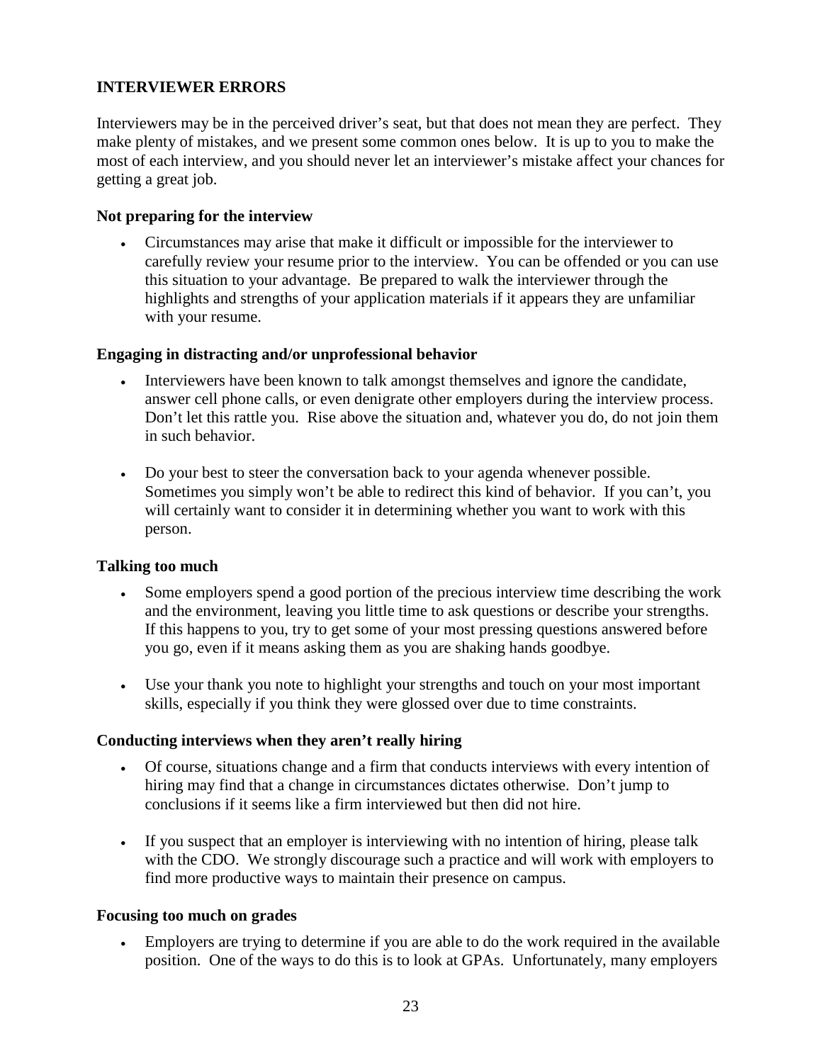## INTERVIEWER ERRORS

Interviewers may be in the perceived driver's seat, but that does not mean they are perfect. They make plenty of mistakes, and we present some common ones below. It is up to you to make the most of each interview, and you should never let an interviewer's mistake affect your chances for getting a great job.

### Not preparing for the interview

- Circumstances may arise that make it difficult or impossible for the interviewer to carefully review your resume prior to the interview. You can be offended or you can use this situation to your advantage. Be prepared to walk the interviewer through the highlights and strengths of your application materials if it appears they are unfamiliar with your resume.

### Engaging in distracting and/or unprofessional behavior

- Interviewers have been known to talk amongst themselves and ignore the candidate, answer cell phone calls, or even denigrate other employers during the interview process. Don't let this rattle you. Rise above the situation and, whatever you do, do not join them in such behavior.

- Do your best to steer the conversation back to your agenda whenever possible. Sometimes you simply won't be able to redirect this kind of behavior. If you can't, you will certainly want to consider it in determining whether you want to work with this person.

### Talking too much

- Some employers spend a good portion of the precious interview time describing the work and the environment, leaving you little time to ask questions or describe your strengths. If this happens to you, try to get some of your most pressing questions answered before you go, even if it means asking them as you are shaking hands goodbye.

- Use your thank you note to highlight your strengths and touch on your most important skills, especially if you think they were glossed over due to time constraints.

### Conducting interviews when they aren't really hiring

- Of course, situations change and a firm that conducts interviews with every intention of hiring may find that a change in circumstances dictates otherwise. Don't jump to conclusions if it seems like a firm interviewed but then did not hire.

- If you suspect that an employer is interviewing with no intention of hiring, please talk with the CDO. We strongly discourage such a practice and will work with employers to find more productive ways to maintain their presence on campus.

### Focusing too much on grades

- Employers are trying to determine if you are able to do the work required in the available position. One of the ways to do this is to look at GPAs. Unfortunately, many employers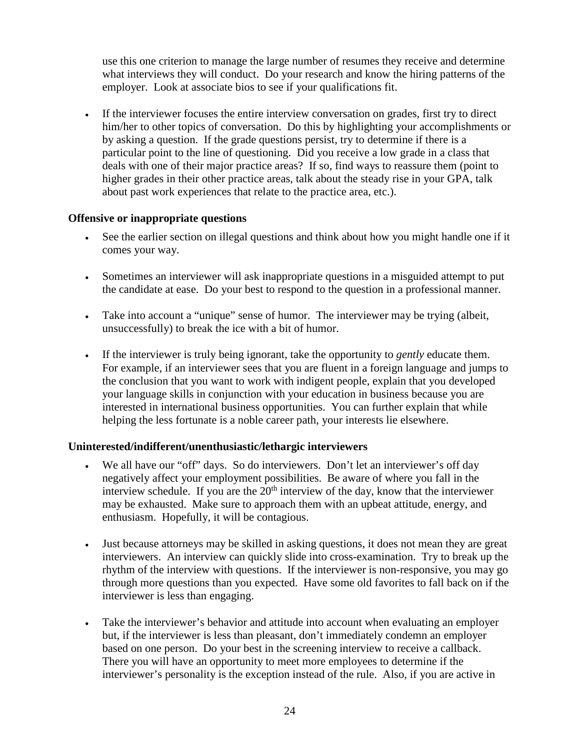use this one criterion to manage the large number of resumes they receive and determine what interviews they will conduct. Do your research and know the hiring patterns of the employer. Look at associate bios to see if your qualifications fit.

- If the interviewer focuses the entire interview conversation on grades, first try to direct him/her to other topics of conversation. Do this by highlighting your accomplishments or by asking a question. If the grade questions persist, try to determine if there is a particular point to the line of questioning. Did you receive a low grade in a class that deals with one of their major practice areas? If so, find ways to reassure them (point to higher grades in their other practice areas, talk about the steady rise in your GPA, talk about past work experiences that relate to the practice area, etc.).

**Offensive or inappropriate questions**

- See the earlier section on illegal questions and think about how you might handle one if it comes your way.
- Sometimes an interviewer will ask inappropriate questions in a misguided attempt to put the candidate at ease. Do your best to respond to the question in a professional manner.
- Take into account a "unique" sense of humor. The interviewer may be trying (albeit, unsuccessfully) to break the ice with a bit of humor.
- If the interviewer is truly being ignorant, take the opportunity to *gently* educate them. For example, if an interviewer sees that you are fluent in a foreign language and jumps to the conclusion that you want to work with indigent people, explain that you developed your language skills in conjunction with your education in business because you are interested in international business opportunities. You can further explain that while helping the less fortunate is a noble career path, your interests lie elsewhere.

**Uninterested/indifferent/unenthusiastic/lethargic interviewers**

- We all have our "off" days. So do interviewers. Don't let an interviewer's off day negatively affect your employment possibilities. Be aware of where you fall in the interview schedule. If you are the 20th interview of the day, know that the interviewer may be exhausted. Make sure to approach them with an upbeat attitude, energy, and enthusiasm. Hopefully, it will be contagious.
- Just because attorneys may be skilled in asking questions, it does not mean they are great interviewers. An interview can quickly slide into cross-examination. Try to break up the rhythm of the interview with questions. If the interviewer is non-responsive, you may go through more questions than you expected. Have some old favorites to fall back on if the interviewer is less than engaging.
- Take the interviewer's behavior and attitude into account when evaluating an employer but, if the interviewer is less than pleasant, don't immediately condemn an employer based on one person. Do your best in the screening interview to receive a callback. There you will have an opportunity to meet more employees to determine if the interviewer's personality is the exception instead of the rule. Also, if you are active in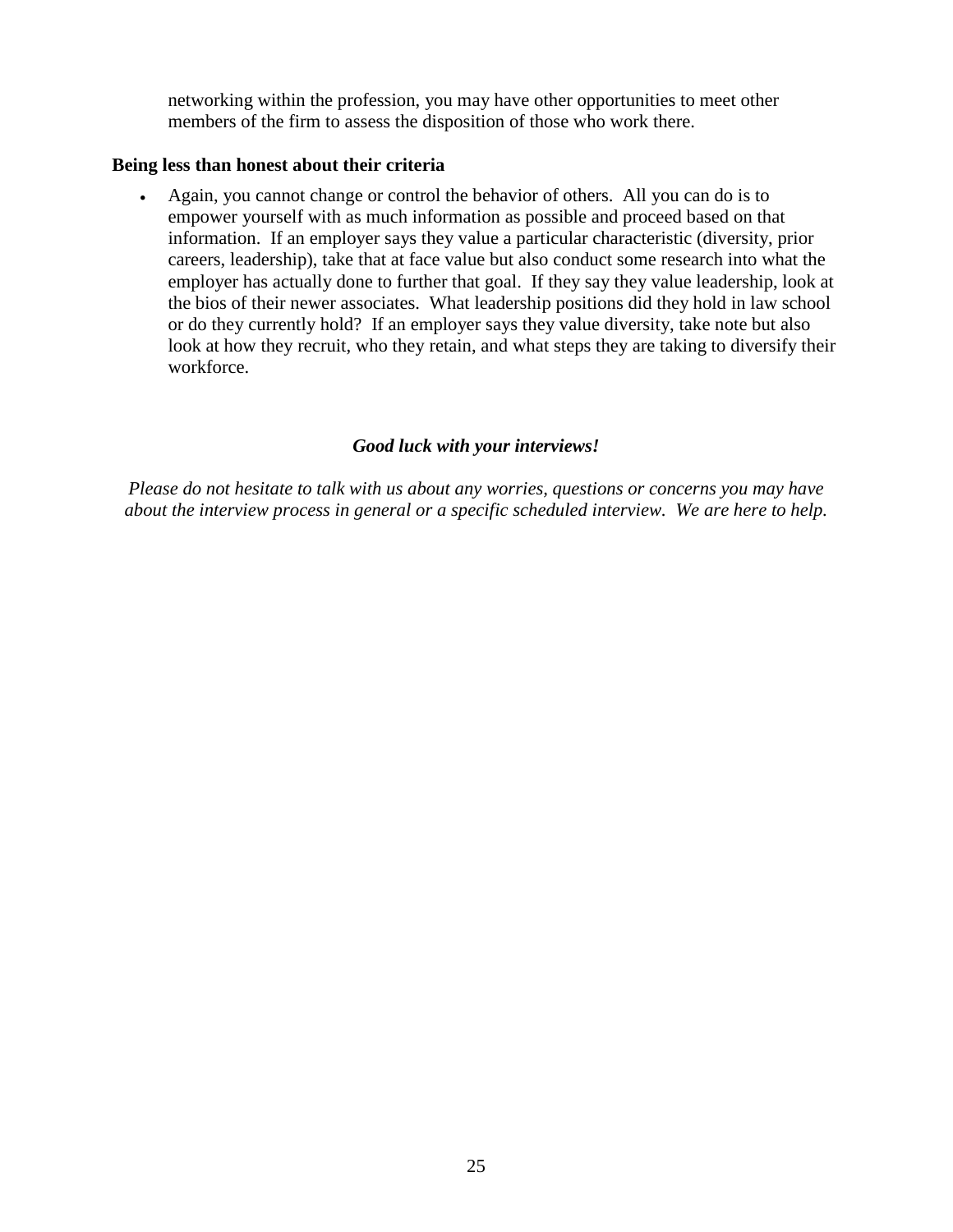networking within the profession, you may have other opportunities to meet other members of the firm to assess the disposition of those who work there.

**Being less than honest about their criteria**

- Again, you cannot change or control the behavior of others. All you can do is to empower yourself with as much information as possible and proceed based on that information. If an employer says they value a particular characteristic (diversity, prior careers, leadership), take that at face value but also conduct some research into what the employer has actually done to further that goal. If they say they value leadership, look at the bios of their newer associates. What leadership positions did they hold in law school or do they currently hold? If an employer says they value diversity, take note but also look at how they recruit, who they retain, and what steps they are taking to diversify their workforce.

***Good luck with your interviews!***

*Please do not hesitate to talk with us about any worries, questions or concerns you may have about the interview process in general or a specific scheduled interview. We are here to help.*